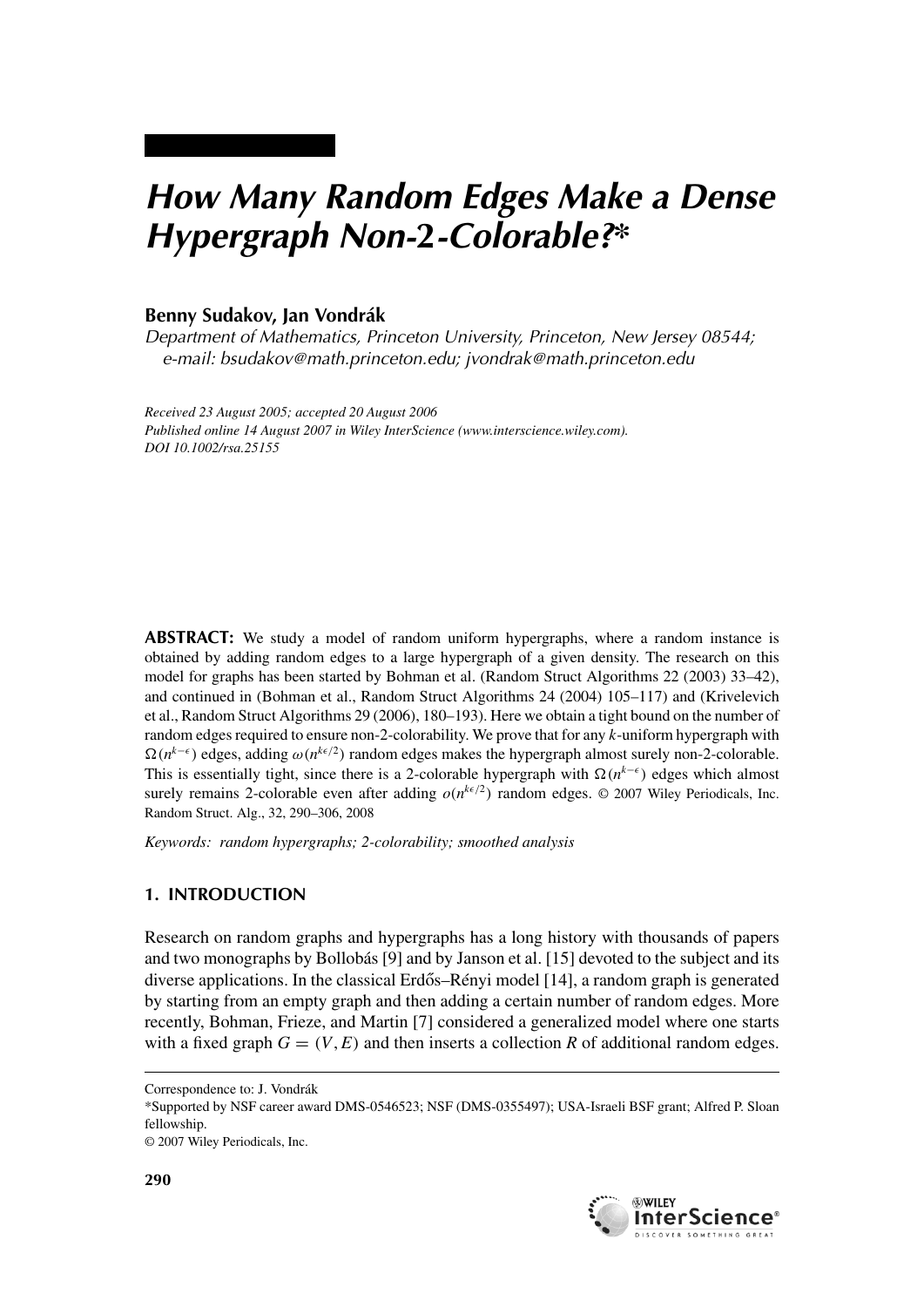# How Many Random Edges Make a Dense Hypergraph Non-2-Colorable?*

**Benny Sudakov, Jan Vondrák**

*Department of Mathematics, Princeton University, Princeton, New Jersey 08544; e-mail: bsudakov@math.princeton.edu; jvondrak@math.princeton.edu*

*Received 23 August 2005; accepted 20 August 2006*
*Published online 14 August 2007 in Wiley InterScience (www.interscience.wiley.com).*
*DOI 10.1002/rsa.25155*

**ABSTRACT:** We study a model of random uniform hypergraphs, where a random instance is obtained by adding random edges to a large hypergraph of a given density. The research on this model for graphs has been started by Bohman et al. (Random Struct Algorithms 22 (2003) 33–42), and continued in (Bohman et al., Random Struct Algorithms 24 (2004) 105–117) and (Krivelevich et al., Random Struct Algorithms 29 (2006), 180–193). Here we obtain a tight bound on the number of random edges required to ensure non-2-colorability. We prove that for any $k$-uniform hypergraph with $\Omega(n^{k-\epsilon})$ edges, adding $\omega(n^{k\epsilon/2})$ random edges makes the hypergraph almost surely non-2-colorable. This is essentially tight, since there is a 2-colorable hypergraph with $\Omega(n^{k-\epsilon})$ edges which almost surely remains 2-colorable even after adding $o(n^{k\epsilon/2})$ random edges. © 2007 Wiley Periodicals, Inc. Random Struct. Alg., 32, 290–306, 2008

*Keywords: random hypergraphs; 2-colorability; smoothed analysis*

## 1. INTRODUCTION

Research on random graphs and hypergraphs has a long history with thousands of papers and two monographs by Bollobás [9] and by Janson et al. [15] devoted to the subject and its diverse applications. In the classical Erdős–Rényi model [14], a random graph is generated by starting from an empty graph and then adding a certain number of random edges. More recently, Bohman, Frieze, and Martin [7] considered a generalized model where one starts with a fixed graph $G = (V, E)$ and then inserts a collection $R$ of additional random edges.

---

Correspondence to: J. Vondrák

*Supported by NSF career award DMS-0546523; NSF (DMS-0355497); USA-Israeli BSF grant; Alfred P. Sloan fellowship.

© 2007 Wiley Periodicals, Inc.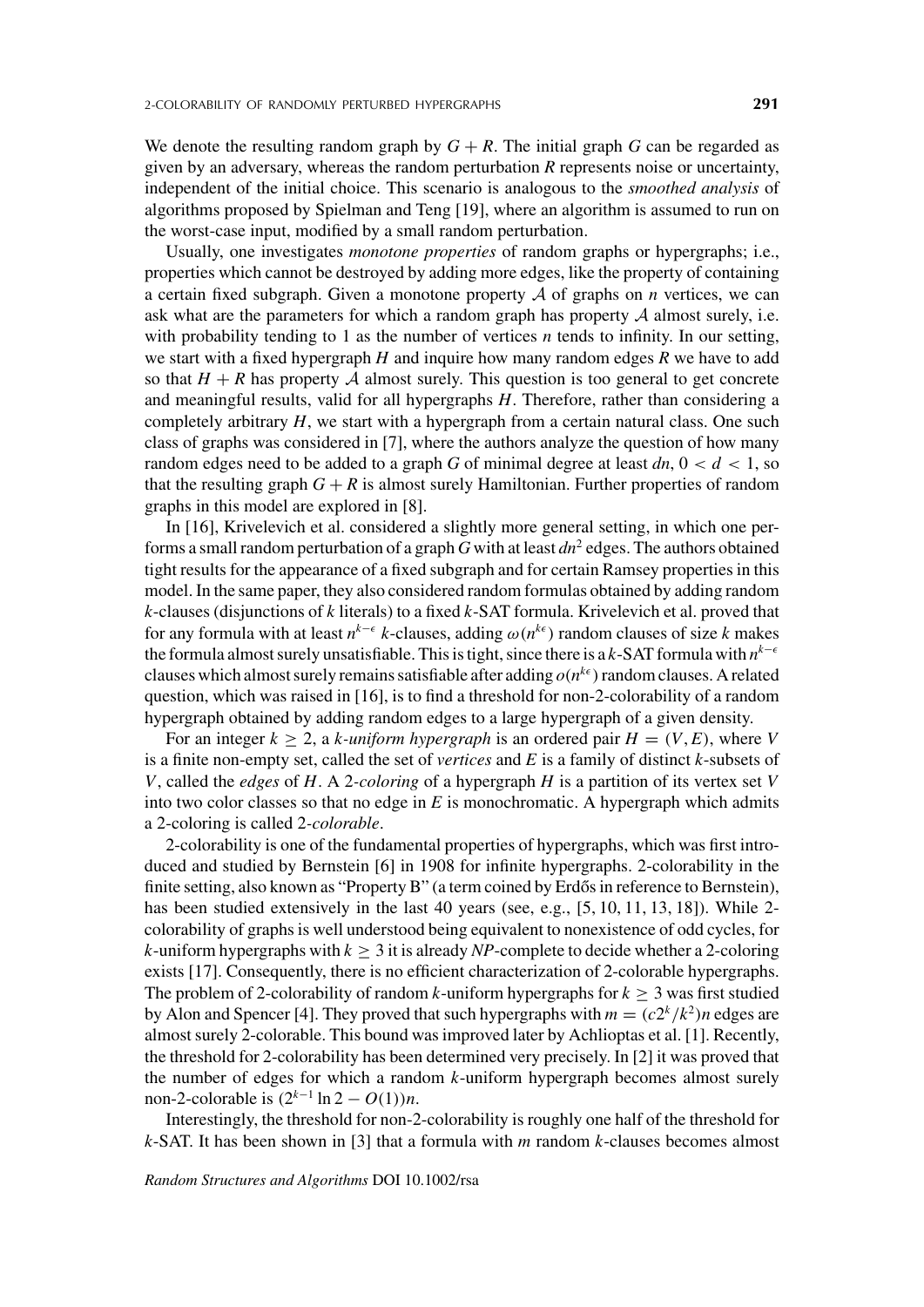We denote the resulting random graph by $G + R$. The initial graph $G$ can be regarded as given by an adversary, whereas the random perturbation $R$ represents noise or uncertainty, independent of the initial choice. This scenario is analogous to the *smoothed analysis* of algorithms proposed by Spielman and Teng [19], where an algorithm is assumed to run on the worst-case input, modified by a small random perturbation.

Usually, one investigates *monotone properties* of random graphs or hypergraphs; i.e., properties which cannot be destroyed by adding more edges, like the property of containing a certain fixed subgraph. Given a monotone property $\mathcal{A}$ of graphs on $n$ vertices, we can ask what are the parameters for which a random graph has property $\mathcal{A}$ almost surely, i.e. with probability tending to 1 as the number of vertices $n$ tends to infinity. In our setting, we start with a fixed hypergraph $H$ and inquire how many random edges $R$ we have to add so that $H + R$ has property $\mathcal{A}$ almost surely. This question is too general to get concrete and meaningful results, valid for all hypergraphs $H$. Therefore, rather than considering a completely arbitrary $H$, we start with a hypergraph from a certain natural class. One such class of graphs was considered in [7], where the authors analyze the question of how many random edges need to be added to a graph $G$ of minimal degree at least $dn$, $0 < d < 1$, so that the resulting graph $G + R$ is almost surely Hamiltonian. Further properties of random graphs in this model are explored in [8].

In [16], Krivelevich et al. considered a slightly more general setting, in which one performs a small random perturbation of a graph $G$ with at least $dn^2$ edges. The authors obtained tight results for the appearance of a fixed subgraph and for certain Ramsey properties in this model. In the same paper, they also considered random formulas obtained by adding random $k$-clauses (disjunctions of $k$ literals) to a fixed $k$-SAT formula. Krivelevich et al. proved that for any formula with at least $n^{k-\epsilon}$ $k$-clauses, adding $\omega(n^{k\epsilon})$ random clauses of size $k$ makes the formula almost surely unsatisfiable. This is tight, since there is a $k$-SAT formula with $n^{k-\epsilon}$ clauses which almost surely remains satisfiable after adding $o(n^{k\epsilon})$ random clauses. A related question, which was raised in [16], is to find a threshold for non-2-colorability of a random hypergraph obtained by adding random edges to a large hypergraph of a given density.

For an integer $k \geq 2$, a *k-uniform hypergraph* is an ordered pair $H = (V, E)$, where $V$ is a finite non-empty set, called the set of *vertices* and $E$ is a family of distinct $k$-subsets of $V$, called the *edges* of $H$. A *2-coloring* of a hypergraph $H$ is a partition of its vertex set $V$ into two color classes so that no edge in $E$ is monochromatic. A hypergraph which admits a 2-coloring is called *2-colorable*.

2-colorability is one of the fundamental properties of hypergraphs, which was first introduced and studied by Bernstein [6] in 1908 for infinite hypergraphs. 2-colorability in the finite setting, also known as "Property B" (a term coined by Erdős in reference to Bernstein), has been studied extensively in the last 40 years (see, e.g., [5, 10, 11, 13, 18]). While 2-colorability of graphs is well understood being equivalent to nonexistence of odd cycles, for $k$-uniform hypergraphs with $k \geq 3$ it is already *NP*-complete to decide whether a 2-coloring exists [17]. Consequently, there is no efficient characterization of 2-colorable hypergraphs. The problem of 2-colorability of random $k$-uniform hypergraphs for $k \geq 3$ was first studied by Alon and Spencer [4]. They proved that such hypergraphs with $m = (c2^k/k^2)n$ edges are almost surely 2-colorable. This bound was improved later by Achlioptas et al. [1]. Recently, the threshold for 2-colorability has been determined very precisely. In [2] it was proved that the number of edges for which a random $k$-uniform hypergraph becomes almost surely non-2-colorable is $(2^{k-1} \ln 2 - O(1))n$.

Interestingly, the threshold for non-2-colorability is roughly one half of the threshold for $k$-SAT. It has been shown in [3] that a formula with $m$ random $k$-clauses becomes almost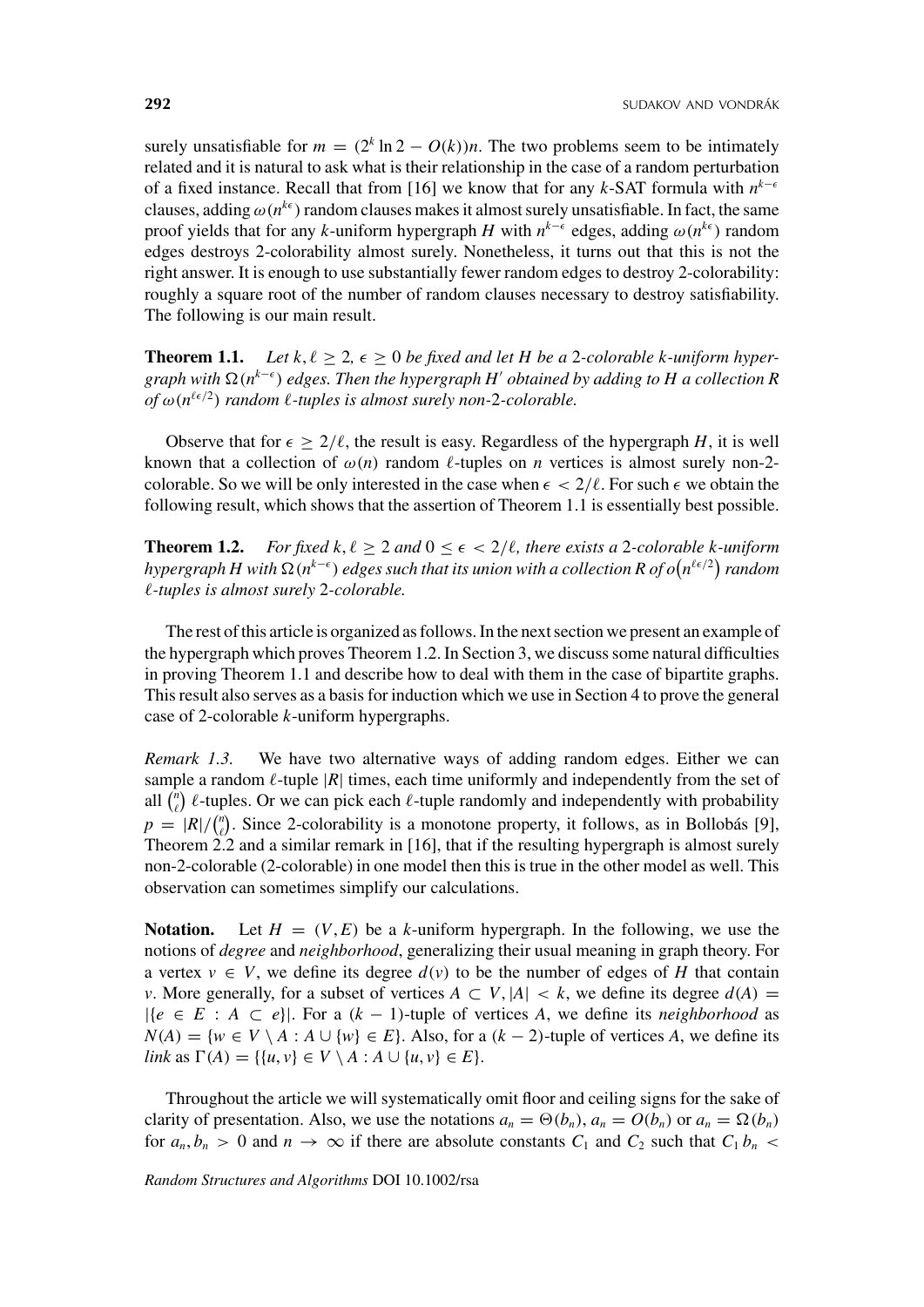surely unsatisfiable for $m = (2^k \ln 2 - O(k))n$. The two problems seem to be intimately related and it is natural to ask what is their relationship in the case of a random perturbation of a fixed instance. Recall that from [16] we know that for any $k$-SAT formula with $n^{k-\epsilon}$ clauses, adding $\omega(n^{k\epsilon})$ random clauses makes it almost surely unsatisfiable. In fact, the same proof yields that for any $k$-uniform hypergraph $H$ with $n^{k-\epsilon}$ edges, adding $\omega(n^{k\epsilon})$ random edges destroys 2-colorability almost surely. Nonetheless, it turns out that this is not the right answer. It is enough to use substantially fewer random edges to destroy 2-colorability: roughly a square root of the number of random clauses necessary to destroy satisfiability. The following is our main result.

**Theorem 1.1.** *Let $k, \ell \geq 2$, $\epsilon \geq 0$ be fixed and let $H$ be a 2-colorable $k$-uniform hypergraph with $\Omega(n^{k-\epsilon})$ edges. Then the hypergraph $H'$ obtained by adding to $H$ a collection $R$ of $\omega(n^{\ell\epsilon/2})$ random $\ell$-tuples is almost surely non-2-colorable.*

Observe that for $\epsilon \geq 2/\ell$, the result is easy. Regardless of the hypergraph $H$, it is well known that a collection of $\omega(n)$ random $\ell$-tuples on $n$ vertices is almost surely non-2-colorable. So we will be only interested in the case when $\epsilon < 2/\ell$. For such $\epsilon$ we obtain the following result, which shows that the assertion of Theorem 1.1 is essentially best possible.

**Theorem 1.2.** *For fixed $k, \ell \geq 2$ and $0 \leq \epsilon < 2/\ell$, there exists a 2-colorable $k$-uniform hypergraph $H$ with $\Omega(n^{k-\epsilon})$ edges such that its union with a collection $R$ of $o\big(n^{\ell\epsilon/2}\big)$ random $\ell$-tuples is almost surely 2-colorable.*

The rest of this article is organized as follows. In the next section we present an example of the hypergraph which proves Theorem 1.2. In Section 3, we discuss some natural difficulties in proving Theorem 1.1 and describe how to deal with them in the case of bipartite graphs. This result also serves as a basis for induction which we use in Section 4 to prove the general case of 2-colorable $k$-uniform hypergraphs.

*Remark 1.3.* We have two alternative ways of adding random edges. Either we can sample a random $\ell$-tuple $|R|$ times, each time uniformly and independently from the set of all $\binom{n}{\ell}$ $\ell$-tuples. Or we can pick each $\ell$-tuple randomly and independently with probability $p = |R|/\binom{n}{\ell}$. Since 2-colorability is a monotone property, it follows, as in Bollobás [9], Theorem 2.2 and a similar remark in [16], that if the resulting hypergraph is almost surely non-2-colorable (2-colorable) in one model then this is true in the other model as well. This observation can sometimes simplify our calculations.

**Notation.** Let $H = (V, E)$ be a $k$-uniform hypergraph. In the following, we use the notions of *degree* and *neighborhood*, generalizing their usual meaning in graph theory. For a vertex $v \in V$, we define its degree $d(v)$ to be the number of edges of $H$ that contain $v$. More generally, for a subset of vertices $A \subset V, |A| < k$, we define its degree $d(A) = |\{e \in E : A \subset e\}|$. For a $(k-1)$-tuple of vertices $A$, we define its *neighborhood* as $N(A) = \{w \in V \setminus A : A \cup \{w\} \in E\}$. Also, for a $(k-2)$-tuple of vertices $A$, we define its *link* as $\Gamma(A) = \{\{u, v\} \in V \setminus A : A \cup \{u, v\} \in E\}$.

Throughout the article we will systematically omit floor and ceiling signs for the sake of clarity of presentation. Also, we use the notations $a_n = \Theta(b_n)$, $a_n = O(b_n)$ or $a_n = \Omega(b_n)$ for $a_n, b_n > 0$ and $n \to \infty$ if there are absolute constants $C_1$ and $C_2$ such that $C_1 b_n <$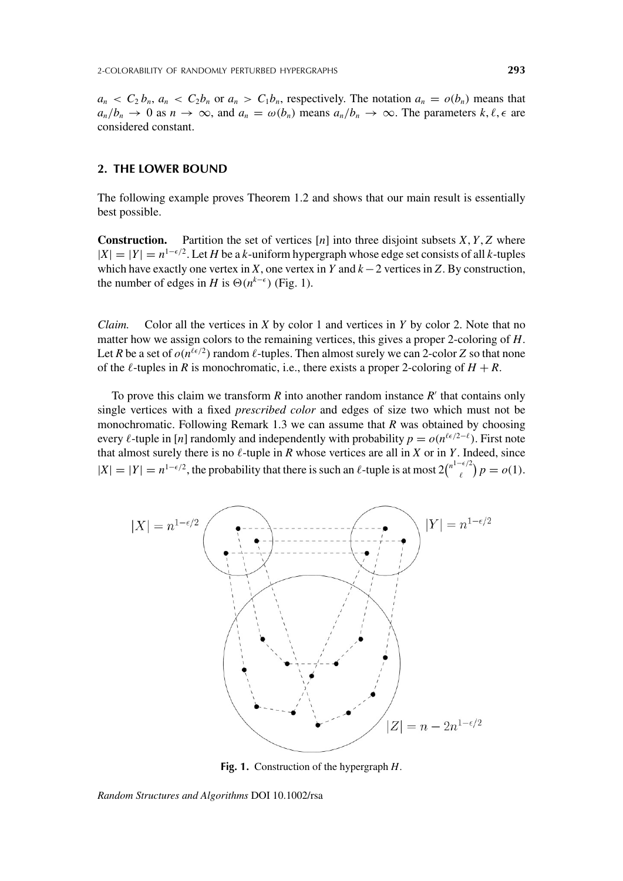$a_n < C_2 b_n$, $a_n < C_2 b_n$ or $a_n > C_1 b_n$, respectively. The notation $a_n = o(b_n)$ means that $a_n/b_n \to 0$ as $n \to \infty$, and $a_n = \omega(b_n)$ means $a_n/b_n \to \infty$. The parameters $k, \ell, \epsilon$ are considered constant.

## 2. THE LOWER BOUND

The following example proves Theorem 1.2 and shows that our main result is essentially best possible.

**Construction.** Partition the set of vertices $[n]$ into three disjoint subsets $X, Y, Z$ where $|X| = |Y| = n^{1-\epsilon/2}$. Let $H$ be a $k$-uniform hypergraph whose edge set consists of all $k$-tuples which have exactly one vertex in $X$, one vertex in $Y$ and $k-2$ vertices in $Z$. By construction, the number of edges in $H$ is $\Theta(n^{k-\epsilon})$ (Fig. 1).

*Claim.* Color all the vertices in $X$ by color 1 and vertices in $Y$ by color 2. Note that no matter how we assign colors to the remaining vertices, this gives a proper 2-coloring of $H$. Let $R$ be a set of $o(n^{\ell\epsilon/2})$ random $\ell$-tuples. Then almost surely we can 2-color $Z$ so that none of the $\ell$-tuples in $R$ is monochromatic, i.e., there exists a proper 2-coloring of $H + R$.

To prove this claim we transform $R$ into another random instance $R'$ that contains only single vertices with a fixed *prescribed color* and edges of size two which must not be monochromatic. Following Remark 1.3 we can assume that $R$ was obtained by choosing every $\ell$-tuple in $[n]$ randomly and independently with probability $p = o(n^{\ell\epsilon/2-\ell})$. First note that almost surely there is no $\ell$-tuple in $R$ whose vertices are all in $X$ or in $Y$. Indeed, since $|X| = |Y| = n^{1-\epsilon/2}$, the probability that there is such an $\ell$-tuple is at most $2\binom{n^{1-\epsilon/2}}{\ell} p = o(1)$.

**Fig. 1.** Construction of the hypergraph $H$.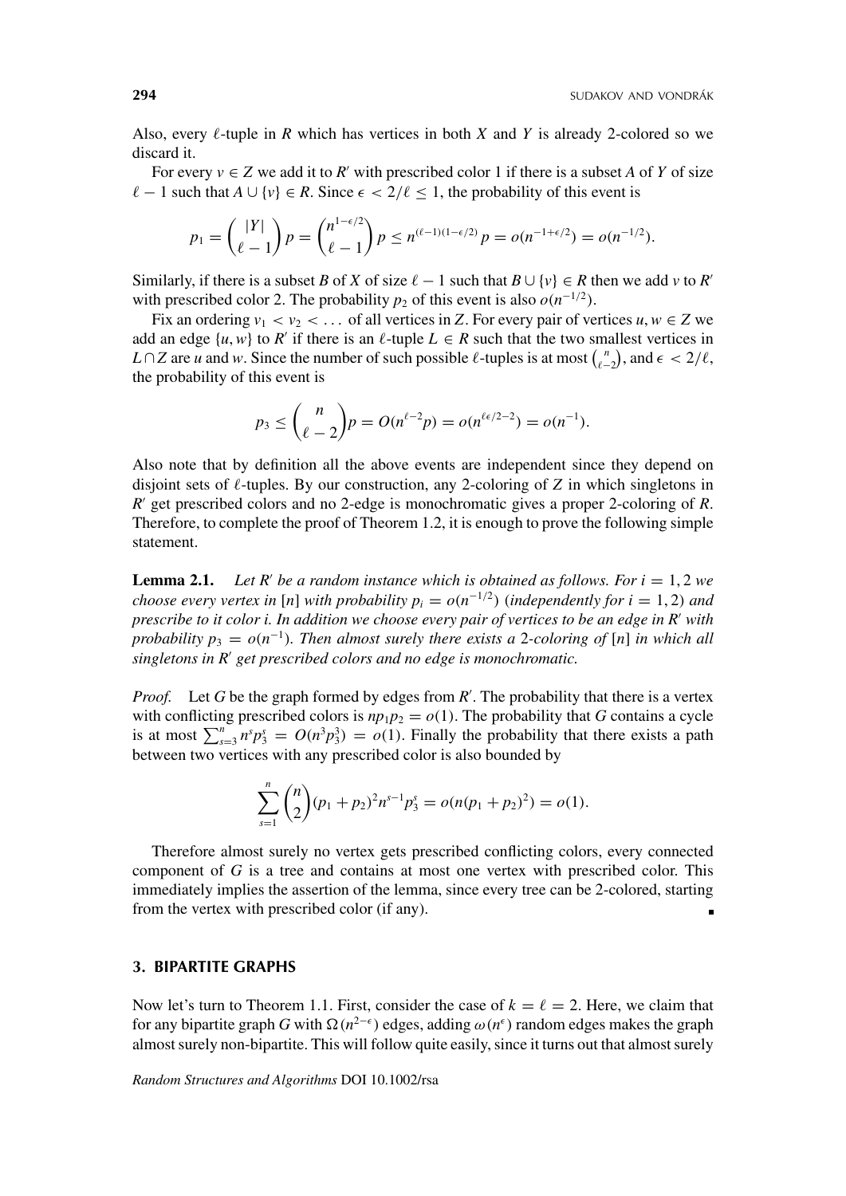Also, every $\ell$-tuple in $R$ which has vertices in both $X$ and $Y$ is already 2-colored so we discard it.

For every $v \in Z$ we add it to $R'$ with prescribed color 1 if there is a subset $A$ of $Y$ of size $\ell - 1$ such that $A \cup \{v\} \in R$. Since $\epsilon < 2/\ell \leq 1$, the probability of this event is

$$p_1 = \binom{|Y|}{\ell - 1} p = \binom{n^{1-\epsilon/2}}{\ell - 1} p \leq n^{(\ell-1)(1-\epsilon/2)} p = o(n^{-1+\epsilon/2}) = o(n^{-1/2}).$$

Similarly, if there is a subset $B$ of $X$ of size $\ell - 1$ such that $B \cup \{v\} \in R$ then we add $v$ to $R'$ with prescribed color 2. The probability $p_2$ of this event is also $o(n^{-1/2})$.

Fix an ordering $v_1 < v_2 < \ldots$ of all vertices in $Z$. For every pair of vertices $u, w \in Z$ we add an edge $\{u, w\}$ to $R'$ if there is an $\ell$-tuple $L \in R$ such that the two smallest vertices in $L \cap Z$ are $u$ and $w$. Since the number of such possible $\ell$-tuples is at most $\binom{n}{\ell-2}$, and $\epsilon < 2/\ell$, the probability of this event is

$$p_3 \leq \binom{n}{\ell - 2} p = O(n^{\ell-2} p) = o(n^{\ell\epsilon/2-2}) = o(n^{-1}).$$

Also note that by definition all the above events are independent since they depend on disjoint sets of $\ell$-tuples. By our construction, any 2-coloring of $Z$ in which singletons in $R'$ get prescribed colors and no 2-edge is monochromatic gives a proper 2-coloring of $R$. Therefore, to complete the proof of Theorem 1.2, it is enough to prove the following simple statement.

**Lemma 2.1.** *Let $R'$ be a random instance which is obtained as follows. For $i = 1, 2$ we choose every vertex in $[n]$ with probability $p_i = o(n^{-1/2})$ (independently for $i = 1, 2$) and prescribe to it color $i$. In addition we choose every pair of vertices to be an edge in $R'$ with probability $p_3 = o(n^{-1})$. Then almost surely there exists a 2-coloring of $[n]$ in which all singletons in $R'$ get prescribed colors and no edge is monochromatic.*

*Proof.* Let $G$ be the graph formed by edges from $R'$. The probability that there is a vertex with conflicting prescribed colors is $np_1p_2 = o(1)$. The probability that $G$ contains a cycle is at most $\sum_{s=3}^{n} n^s p_3^s = O(n^3 p_3^3) = o(1)$. Finally the probability that there exists a path between two vertices with any prescribed color is also bounded by

$$\sum_{s=1}^{n} \binom{n}{2} (p_1 + p_2)^2 n^{s-1} p_3^s = o(n(p_1 + p_2)^2) = o(1).$$

Therefore almost surely no vertex gets prescribed conflicting colors, every connected component of $G$ is a tree and contains at most one vertex with prescribed color. This immediately implies the assertion of the lemma, since every tree can be 2-colored, starting from the vertex with prescribed color (if any). ∎

## 3. BIPARTITE GRAPHS

Now let's turn to Theorem 1.1. First, consider the case of $k = \ell = 2$. Here, we claim that for any bipartite graph $G$ with $\Omega(n^{2-\epsilon})$ edges, adding $\omega(n^{\epsilon})$ random edges makes the graph almost surely non-bipartite. This will follow quite easily, since it turns out that almost surely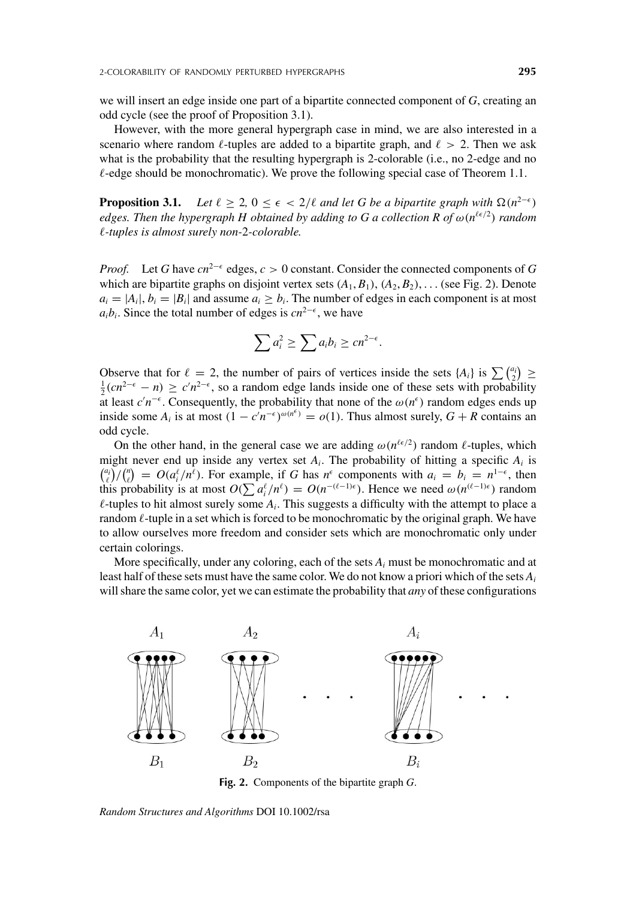we will insert an edge inside one part of a bipartite connected component of $G$, creating an odd cycle (see the proof of Proposition 3.1).

However, with the more general hypergraph case in mind, we are also interested in a scenario where random $\ell$-tuples are added to a bipartite graph, and $\ell > 2$. Then we ask what is the probability that the resulting hypergraph is 2-colorable (i.e., no 2-edge and no $\ell$-edge should be monochromatic). We prove the following special case of Theorem 1.1.

**Proposition 3.1.** *Let $\ell \geq 2$, $0 \leq \epsilon < 2/\ell$ and let $G$ be a bipartite graph with $\Omega(n^{2-\epsilon})$ edges. Then the hypergraph $H$ obtained by adding to $G$ a collection $R$ of $\omega(n^{\ell\epsilon/2})$ random $\ell$-tuples is almost surely non-2-colorable.*

*Proof.* Let $G$ have $cn^{2-\epsilon}$ edges, $c > 0$ constant. Consider the connected components of $G$ which are bipartite graphs on disjoint vertex sets $(A_1, B_1), (A_2, B_2), \ldots$ (see Fig. 2). Denote $a_i = |A_i|$, $b_i = |B_i|$ and assume $a_i \geq b_i$. The number of edges in each component is at most $a_i b_i$. Since the total number of edges is $cn^{2-\epsilon}$, we have

$$\sum a_i^2 \geq \sum a_i b_i \geq cn^{2-\epsilon}.$$

Observe that for $\ell = 2$, the number of pairs of vertices inside the sets $\{A_i\}$ is $\sum \binom{a_i}{2} \geq \frac{1}{2}(cn^{2-\epsilon} - n) \geq c'n^{2-\epsilon}$, so a random edge lands inside one of these sets with probability at least $c'n^{-\epsilon}$. Consequently, the probability that none of the $\omega(n^{\epsilon})$ random edges ends up inside some $A_i$ is at most $(1 - c'n^{-\epsilon})^{\omega(n^{\epsilon})} = o(1)$. Thus almost surely, $G + R$ contains an odd cycle.

On the other hand, in the general case we are adding $\omega(n^{\ell\epsilon/2})$ random $\ell$-tuples, which might never end up inside any vertex set $A_i$. The probability of hitting a specific $A_i$ is $\binom{a_i}{\ell}/\binom{n}{\ell} = O(a_i^{\ell}/n^{\ell})$. For example, if $G$ has $n^{\epsilon}$ components with $a_i = b_i = n^{1-\epsilon}$, then this probability is at most $O(\sum a_i^{\ell}/n^{\ell}) = O(n^{-(\ell-1)\epsilon})$. Hence we need $\omega(n^{(\ell-1)\epsilon})$ random $\ell$-tuples to hit almost surely some $A_i$. This suggests a difficulty with the attempt to place a random $\ell$-tuple in a set which is forced to be monochromatic by the original graph. We have to allow ourselves more freedom and consider sets which are monochromatic only under certain colorings.

More specifically, under any coloring, each of the sets $A_i$ must be monochromatic and at least half of these sets must have the same color. We do not know a priori which of the sets $A_i$ will share the same color, yet we can estimate the probability that *any* of these configurations

**Fig. 2.** Components of the bipartite graph $G$.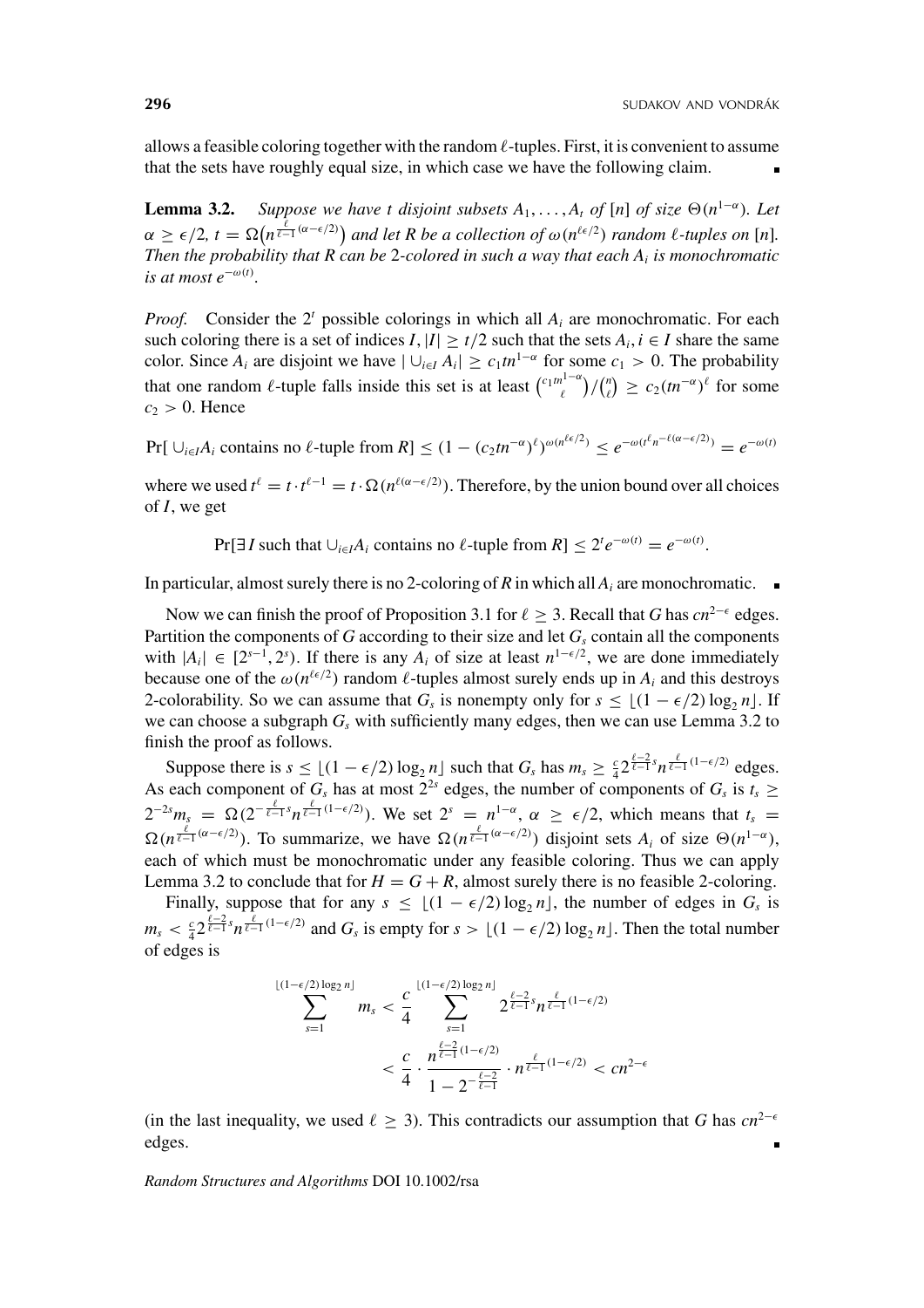allows a feasible coloring together with the random $\ell$-tuples. First, it is convenient to assume that the sets have roughly equal size, in which case we have the following claim. $\blacksquare$

**Lemma 3.2.** *Suppose we have $t$ disjoint subsets $A_1, \ldots, A_t$ of $[n]$ of size $\Theta(n^{1-\alpha})$. Let $\alpha \geq \epsilon/2$, $t = \Omega\big(n^{\frac{\ell}{\ell-1}(\alpha-\epsilon/2)}\big)$ and let $R$ be a collection of $\omega(n^{\ell\epsilon/2})$ random $\ell$-tuples on $[n]$. Then the probability that $R$ can be 2-colored in such a way that each $A_i$ is monochromatic is at most $e^{-\omega(t)}$.*

*Proof.* Consider the $2^t$ possible colorings in which all $A_i$ are monochromatic. For each such coloring there is a set of indices $I$, $|I| \geq t/2$ such that the sets $A_i, i \in I$ share the same color. Since $A_i$ are disjoint we have $|\cup_{i\in I} A_i| \geq c_1 t n^{1-\alpha}$ for some $c_1 > 0$. The probability that one random $\ell$-tuple falls inside this set is at least $\binom{c_1 t n^{1-\alpha}}{\ell}/\binom{n}{\ell} \geq c_2(tn^{-\alpha})^\ell$ for some $c_2 > 0$. Hence

$$\Pr[\cup_{i\in I} A_i \text{ contains no } \ell\text{-tuple from } R] \leq (1 - (c_2 tn^{-\alpha})^\ell)^{\omega(n^{\ell\epsilon/2})} \leq e^{-\omega(t^\ell n^{-\ell(\alpha-\epsilon/2)})} = e^{-\omega(t)}$$

where we used $t^\ell = t \cdot t^{\ell-1} = t \cdot \Omega(n^{\ell(\alpha-\epsilon/2)})$. Therefore, by the union bound over all choices of $I$, we get

$$\Pr[\exists\, I \text{ such that } \cup_{i\in I} A_i \text{ contains no } \ell\text{-tuple from } R] \leq 2^t e^{-\omega(t)} = e^{-\omega(t)}.$$

In particular, almost surely there is no 2-coloring of $R$ in which all $A_i$ are monochromatic. $\blacksquare$

Now we can finish the proof of Proposition 3.1 for $\ell \geq 3$. Recall that $G$ has $cn^{2-\epsilon}$ edges. Partition the components of $G$ according to their size and let $G_s$ contain all the components with $|A_i| \in [2^{s-1}, 2^s)$. If there is any $A_i$ of size at least $n^{1-\epsilon/2}$, we are done immediately because one of the $\omega(n^{\ell\epsilon/2})$ random $\ell$-tuples almost surely ends up in $A_i$ and this destroys 2-colorability. So we can assume that $G_s$ is nonempty only for $s \leq \lfloor (1-\epsilon/2)\log_2 n \rfloor$. If we can choose a subgraph $G_s$ with sufficiently many edges, then we can use Lemma 3.2 to finish the proof as follows.

Suppose there is $s \leq \lfloor (1-\epsilon/2)\log_2 n \rfloor$ such that $G_s$ has $m_s \geq \frac{c}{4} 2^{\frac{\ell-2}{\ell-1}s} n^{\frac{\ell}{\ell-1}(1-\epsilon/2)}$ edges. As each component of $G_s$ has at most $2^{2s}$ edges, the number of components of $G_s$ is $t_s \geq 2^{-2s} m_s = \Omega(2^{-\frac{\ell}{\ell-1}s} n^{\frac{\ell}{\ell-1}(1-\epsilon/2)})$. We set $2^s = n^{1-\alpha}$, $\alpha \geq \epsilon/2$, which means that $t_s = \Omega(n^{\frac{\ell}{\ell-1}(\alpha-\epsilon/2)})$. To summarize, we have $\Omega(n^{\frac{\ell}{\ell-1}(\alpha-\epsilon/2)})$ disjoint sets $A_i$ of size $\Theta(n^{1-\alpha})$, each of which must be monochromatic under any feasible coloring. Thus we can apply Lemma 3.2 to conclude that for $H = G + R$, almost surely there is no feasible 2-coloring.

Finally, suppose that for any $s \leq \lfloor (1-\epsilon/2)\log_2 n \rfloor$, the number of edges in $G_s$ is $m_s < \frac{c}{4} 2^{\frac{\ell-2}{\ell-1}s} n^{\frac{\ell}{\ell-1}(1-\epsilon/2)}$ and $G_s$ is empty for $s > \lfloor (1-\epsilon/2)\log_2 n \rfloor$. Then the total number of edges is

$$\sum_{s=1}^{\lfloor (1-\epsilon/2)\log_2 n \rfloor} m_s < \frac{c}{4} \sum_{s=1}^{\lfloor (1-\epsilon/2)\log_2 n \rfloor} 2^{\frac{\ell-2}{\ell-1}s} n^{\frac{\ell}{\ell-1}(1-\epsilon/2)}$$

$$< \frac{c}{4} \cdot \frac{n^{\frac{\ell-2}{\ell-1}(1-\epsilon/2)}}{1 - 2^{-\frac{\ell-2}{\ell-1}}} \cdot n^{\frac{\ell}{\ell-1}(1-\epsilon/2)} < cn^{2-\epsilon}$$

(in the last inequality, we used $\ell \geq 3$). This contradicts our assumption that $G$ has $cn^{2-\epsilon}$ edges. $\blacksquare$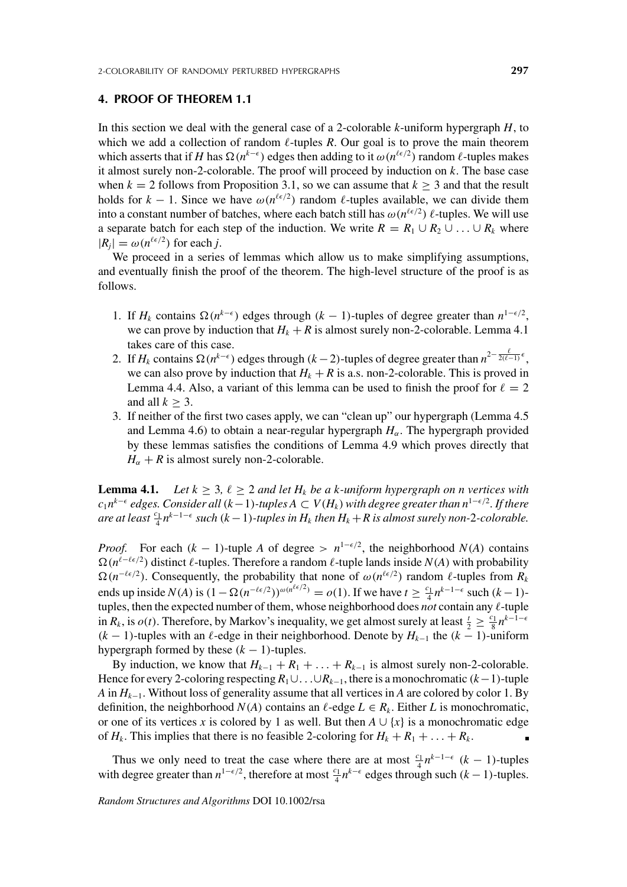## 4. PROOF OF THEOREM 1.1

In this section we deal with the general case of a 2-colorable $k$-uniform hypergraph $H$, to which we add a collection of random $\ell$-tuples $R$. Our goal is to prove the main theorem which asserts that if $H$ has $\Omega(n^{k-\epsilon})$ edges then adding to it $\omega(n^{\ell\epsilon/2})$ random $\ell$-tuples makes it almost surely non-2-colorable. The proof will proceed by induction on $k$. The base case when $k = 2$ follows from Proposition 3.1, so we can assume that $k \geq 3$ and that the result holds for $k - 1$. Since we have $\omega(n^{\ell\epsilon/2})$ random $\ell$-tuples available, we can divide them into a constant number of batches, where each batch still has $\omega(n^{\ell\epsilon/2})$ $\ell$-tuples. We will use a separate batch for each step of the induction. We write $R = R_1 \cup R_2 \cup \ldots \cup R_k$ where $|R_j| = \omega(n^{\ell\epsilon/2})$ for each $j$.

We proceed in a series of lemmas which allow us to make simplifying assumptions, and eventually finish the proof of the theorem. The high-level structure of the proof is as follows.

1. If $H_k$ contains $\Omega(n^{k-\epsilon})$ edges through $(k-1)$-tuples of degree greater than $n^{1-\epsilon/2}$, we can prove by induction that $H_k + R$ is almost surely non-2-colorable. Lemma 4.1 takes care of this case.
2. If $H_k$ contains $\Omega(n^{k-\epsilon})$ edges through $(k-2)$-tuples of degree greater than $n^{2-\frac{\ell}{2(\ell-1)}\epsilon}$, we can also prove by induction that $H_k + R$ is a.s. non-2-colorable. This is proved in Lemma 4.4. Also, a variant of this lemma can be used to finish the proof for $\ell = 2$ and all $k \geq 3$.
3. If neither of the first two cases apply, we can "clean up" our hypergraph (Lemma 4.5 and Lemma 4.6) to obtain a near-regular hypergraph $H_\alpha$. The hypergraph provided by these lemmas satisfies the conditions of Lemma 4.9 which proves directly that $H_\alpha + R$ is almost surely non-2-colorable.

**Lemma 4.1.** *Let $k \geq 3$, $\ell \geq 2$ and let $H_k$ be a $k$-uniform hypergraph on $n$ vertices with $c_1 n^{k-\epsilon}$ edges. Consider all $(k-1)$-tuples $A \subset V(H_k)$ with degree greater than $n^{1-\epsilon/2}$. If there are at least $\frac{c_1}{4}n^{k-1-\epsilon}$ such $(k-1)$-tuples in $H_k$ then $H_k + R$ is almost surely non-2-colorable.*

*Proof.* For each $(k-1)$-tuple $A$ of degree $> n^{1-\epsilon/2}$, the neighborhood $N(A)$ contains $\Omega(n^{\ell-\ell\epsilon/2})$ distinct $\ell$-tuples. Therefore a random $\ell$-tuple lands inside $N(A)$ with probability $\Omega(n^{-\ell\epsilon/2})$. Consequently, the probability that none of $\omega(n^{\ell\epsilon/2})$ random $\ell$-tuples from $R_k$ ends up inside $N(A)$ is $(1-\Omega(n^{-\ell\epsilon/2}))^{\omega(n^{\ell\epsilon/2})} = o(1)$. If we have $t \geq \frac{c_1}{4}n^{k-1-\epsilon}$ such $(k-1)$-tuples, then the expected number of them, whose neighborhood does *not* contain any $\ell$-tuple in $R_k$, is $o(t)$. Therefore, by Markov's inequality, we get almost surely at least $\frac{t}{2} \geq \frac{c_1}{8}n^{k-1-\epsilon}$ $(k-1)$-tuples with an $\ell$-edge in their neighborhood. Denote by $H_{k-1}$ the $(k-1)$-uniform hypergraph formed by these $(k-1)$-tuples.

By induction, we know that $H_{k-1} + R_1 + \ldots + R_{k-1}$ is almost surely non-2-colorable. Hence for every 2-coloring respecting $R_1 \cup \ldots \cup R_{k-1}$, there is a monochromatic $(k-1)$-tuple $A$ in $H_{k-1}$. Without loss of generality assume that all vertices in $A$ are colored by color 1. By definition, the neighborhood $N(A)$ contains an $\ell$-edge $L \in R_k$. Either $L$ is monochromatic, or one of its vertices $x$ is colored by 1 as well. But then $A \cup \{x\}$ is a monochromatic edge of $H_k$. This implies that there is no feasible 2-coloring for $H_k + R_1 + \ldots + R_k$. ∎

Thus we only need to treat the case where there are at most $\frac{c_1}{4}n^{k-1-\epsilon}$ $(k-1)$-tuples with degree greater than $n^{1-\epsilon/2}$, therefore at most $\frac{c_1}{4}n^{k-\epsilon}$ edges through such $(k-1)$-tuples.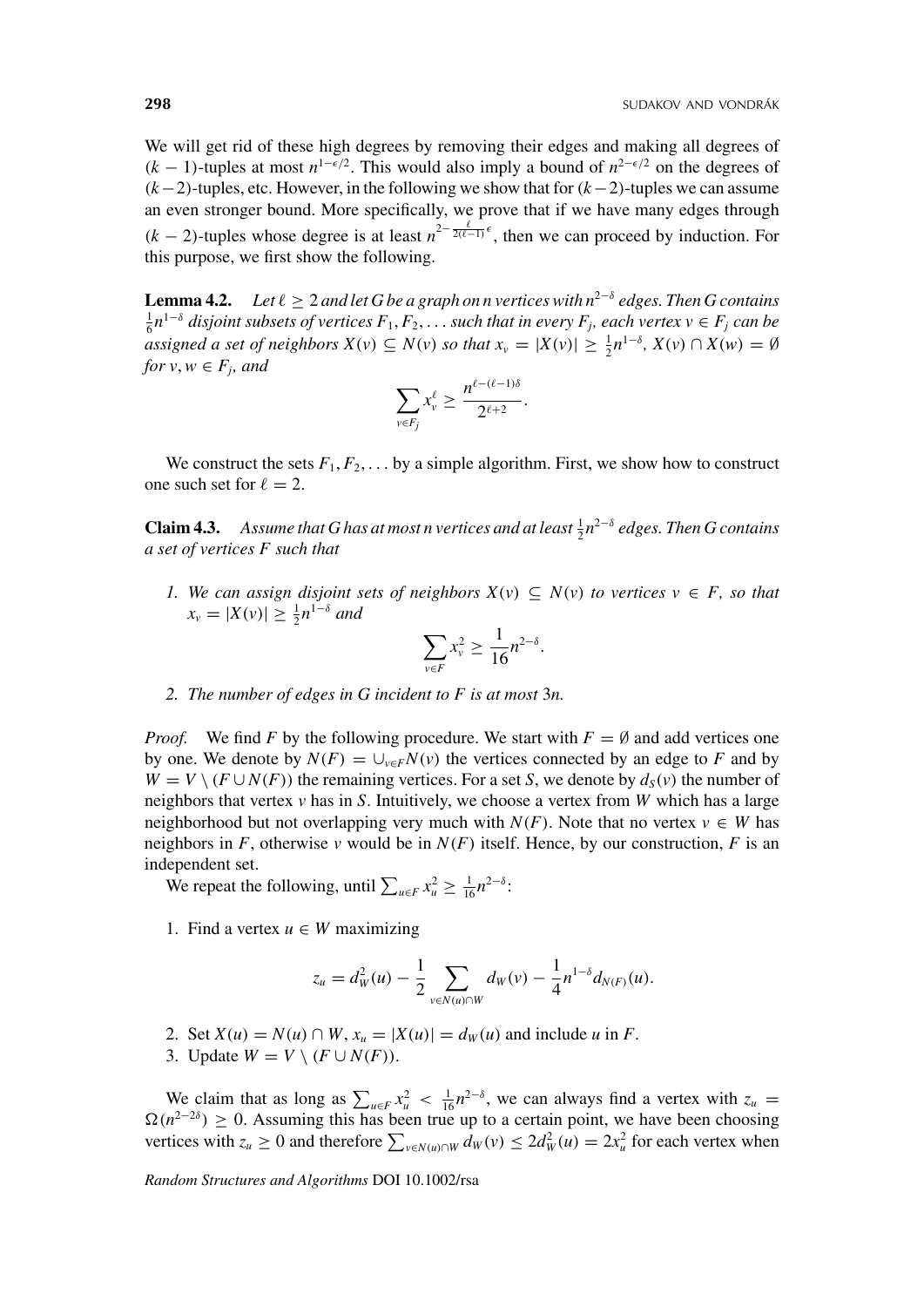We will get rid of these high degrees by removing their edges and making all degrees of $(k-1)$-tuples at most $n^{1-\epsilon/2}$. This would also imply a bound of $n^{2-\epsilon/2}$ on the degrees of $(k-2)$-tuples, etc. However, in the following we show that for $(k-2)$-tuples we can assume an even stronger bound. More specifically, we prove that if we have many edges through $(k-2)$-tuples whose degree is at least $n^{2-\frac{\ell}{2(\ell-1)}\epsilon}$, then we can proceed by induction. For this purpose, we first show the following.

**Lemma 4.2.** *Let $\ell \geq 2$ and let G be a graph on n vertices with $n^{2-\delta}$ edges. Then G contains $\frac{1}{6}n^{1-\delta}$ disjoint subsets of vertices $F_1, F_2, \ldots$ such that in every $F_j$, each vertex $v \in F_j$ can be assigned a set of neighbors $X(v) \subseteq N(v)$ so that $x_v = |X(v)| \geq \frac{1}{2}n^{1-\delta}$, $X(v) \cap X(w) = \emptyset$ for $v, w \in F_j$, and*

$$\sum_{v \in F_j} x_v^\ell \geq \frac{n^{\ell-(\ell-1)\delta}}{2^{\ell+2}}.$$

We construct the sets $F_1, F_2, \ldots$ by a simple algorithm. First, we show how to construct one such set for $\ell = 2$.

**Claim 4.3.** *Assume that G has at most n vertices and at least $\frac{1}{2}n^{2-\delta}$ edges. Then G contains a set of vertices F such that*

1. *We can assign disjoint sets of neighbors $X(v) \subseteq N(v)$ to vertices $v \in F$, so that $x_v = |X(v)| \geq \frac{1}{2}n^{1-\delta}$ and*
$$\sum_{v \in F} x_v^2 \geq \frac{1}{16}n^{2-\delta}.$$
2. *The number of edges in G incident to F is at most 3n.*

*Proof.* We find $F$ by the following procedure. We start with $F = \emptyset$ and add vertices one by one. We denote by $N(F) = \cup_{v \in F} N(v)$ the vertices connected by an edge to $F$ and by $W = V \setminus (F \cup N(F))$ the remaining vertices. For a set $S$, we denote by $d_S(v)$ the number of neighbors that vertex $v$ has in $S$. Intuitively, we choose a vertex from $W$ which has a large neighborhood but not overlapping very much with $N(F)$. Note that no vertex $v \in W$ has neighbors in $F$, otherwise $v$ would be in $N(F)$ itself. Hence, by our construction, $F$ is an independent set.

We repeat the following, until $\sum_{u \in F} x_u^2 \geq \frac{1}{16}n^{2-\delta}$:

1. Find a vertex $u \in W$ maximizing
$$z_u = d_W^2(u) - \frac{1}{2}\sum_{v \in N(u) \cap W} d_W(v) - \frac{1}{4}n^{1-\delta}d_{N(F)}(u).$$
2. Set $X(u) = N(u) \cap W$, $x_u = |X(u)| = d_W(u)$ and include $u$ in $F$.
3. Update $W = V \setminus (F \cup N(F))$.

We claim that as long as $\sum_{u \in F} x_u^2 < \frac{1}{16}n^{2-\delta}$, we can always find a vertex with $z_u = \Omega(n^{2-2\delta}) \geq 0$. Assuming this has been true up to a certain point, we have been choosing vertices with $z_u \geq 0$ and therefore $\sum_{v \in N(u) \cap W} d_W(v) \leq 2d_W^2(u) = 2x_u^2$ for each vertex when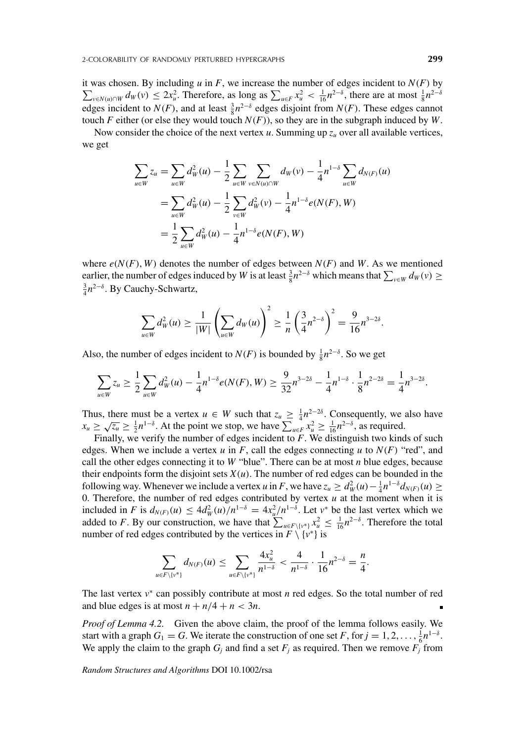it was chosen. By including $u$ in $F$, we increase the number of edges incident to $N(F)$ by $\sum_{v \in N(u) \cap W} d_W(v) \leq 2x_u^2$. Therefore, as long as $\sum_{u \in F} x_u^2 < \frac{1}{16}n^{2-\delta}$, there are at most $\frac{1}{8}n^{2-\delta}$ edges incident to $N(F)$, and at least $\frac{3}{8}n^{2-\delta}$ edges disjoint from $N(F)$. These edges cannot touch $F$ either (or else they would touch $N(F)$), so they are in the subgraph induced by $W$.

Now consider the choice of the next vertex $u$. Summing up $z_u$ over all available vertices, we get

$$
\begin{aligned}
\sum_{u \in W} z_u &= \sum_{u \in W} d_W^2(u) - \frac{1}{2} \sum_{u \in W} \sum_{v \in N(u) \cap W} d_W(v) - \frac{1}{4} n^{1-\delta} \sum_{u \in W} d_{N(F)}(u) \\
&= \sum_{u \in W} d_W^2(u) - \frac{1}{2} \sum_{v \in W} d_W^2(v) - \frac{1}{4} n^{1-\delta} e(N(F), W) \\
&= \frac{1}{2} \sum_{u \in W} d_W^2(u) - \frac{1}{4} n^{1-\delta} e(N(F), W)
\end{aligned}
$$

where $e(N(F), W)$ denotes the number of edges between $N(F)$ and $W$. As we mentioned earlier, the number of edges induced by $W$ is at least $\frac{3}{8}n^{2-\delta}$ which means that $\sum_{v \in W} d_W(v) \geq \frac{3}{4}n^{2-\delta}$. By Cauchy-Schwartz,

$$
\sum_{u \in W} d_W^2(u) \geq \frac{1}{|W|} \left( \sum_{u \in W} d_W(u) \right)^2 \geq \frac{1}{n} \left( \frac{3}{4} n^{2-\delta} \right)^2 = \frac{9}{16} n^{3-2\delta}.
$$

Also, the number of edges incident to $N(F)$ is bounded by $\frac{1}{8}n^{2-\delta}$. So we get

$$
\sum_{u \in W} z_u \geq \frac{1}{2} \sum_{u \in W} d_W^2(u) - \frac{1}{4} n^{1-\delta} e(N(F), W) \geq \frac{9}{32} n^{3-2\delta} - \frac{1}{4} n^{1-\delta} \cdot \frac{1}{8} n^{2-2\delta} = \frac{1}{4} n^{3-2\delta}.
$$

Thus, there must be a vertex $u \in W$ such that $z_u \geq \frac{1}{4}n^{2-2\delta}$. Consequently, we also have $x_u \geq \sqrt{z_u} \geq \frac{1}{2}n^{1-\delta}$. At the point we stop, we have $\sum_{u \in F} x_u^2 \geq \frac{1}{16}n^{2-\delta}$, as required.

Finally, we verify the number of edges incident to $F$. We distinguish two kinds of such edges. When we include a vertex $u$ in $F$, call the edges connecting $u$ to $N(F)$ "red", and call the other edges connecting it to $W$ "blue". There can be at most $n$ blue edges, because their endpoints form the disjoint sets $X(u)$. The number of red edges can be bounded in the following way. Whenever we include a vertex $u$ in $F$, we have $z_u \geq d_W^2(u) - \frac{1}{4}n^{1-\delta}d_{N(F)}(u) \geq 0$. Therefore, the number of red edges contributed by vertex $u$ at the moment when it is included in $F$ is $d_{N(F)}(u) \leq 4d_W^2(u)/n^{1-\delta} = 4x_u^2/n^{1-\delta}$. Let $v^*$ be the last vertex which we added to $F$. By our construction, we have that $\sum_{u \in F \setminus \{v^*\}} x_u^2 \leq \frac{1}{16}n^{2-\delta}$. Therefore the total number of red edges contributed by the vertices in $F \setminus \{v^*\}$ is

$$
\sum_{u \in F \setminus \{v^*\}} d_{N(F)}(u) \leq \sum_{u \in F \setminus \{v^*\}} \frac{4x_u^2}{n^{1-\delta}} < \frac{4}{n^{1-\delta}} \cdot \frac{1}{16} n^{2-\delta} = \frac{n}{4}.
$$

The last vertex $v^*$ can possibly contribute at most $n$ red edges. So the total number of red and blue edges is at most $n + n/4 + n < 3n$. ∎

*Proof of Lemma 4.2.* Given the above claim, the proof of the lemma follows easily. We start with a graph $G_1 = G$. We iterate the construction of one set $F$, for $j = 1, 2, \ldots, \frac{1}{6}n^{1-\delta}$. We apply the claim to the graph $G_j$ and find a set $F_j$ as required. Then we remove $F_j$ from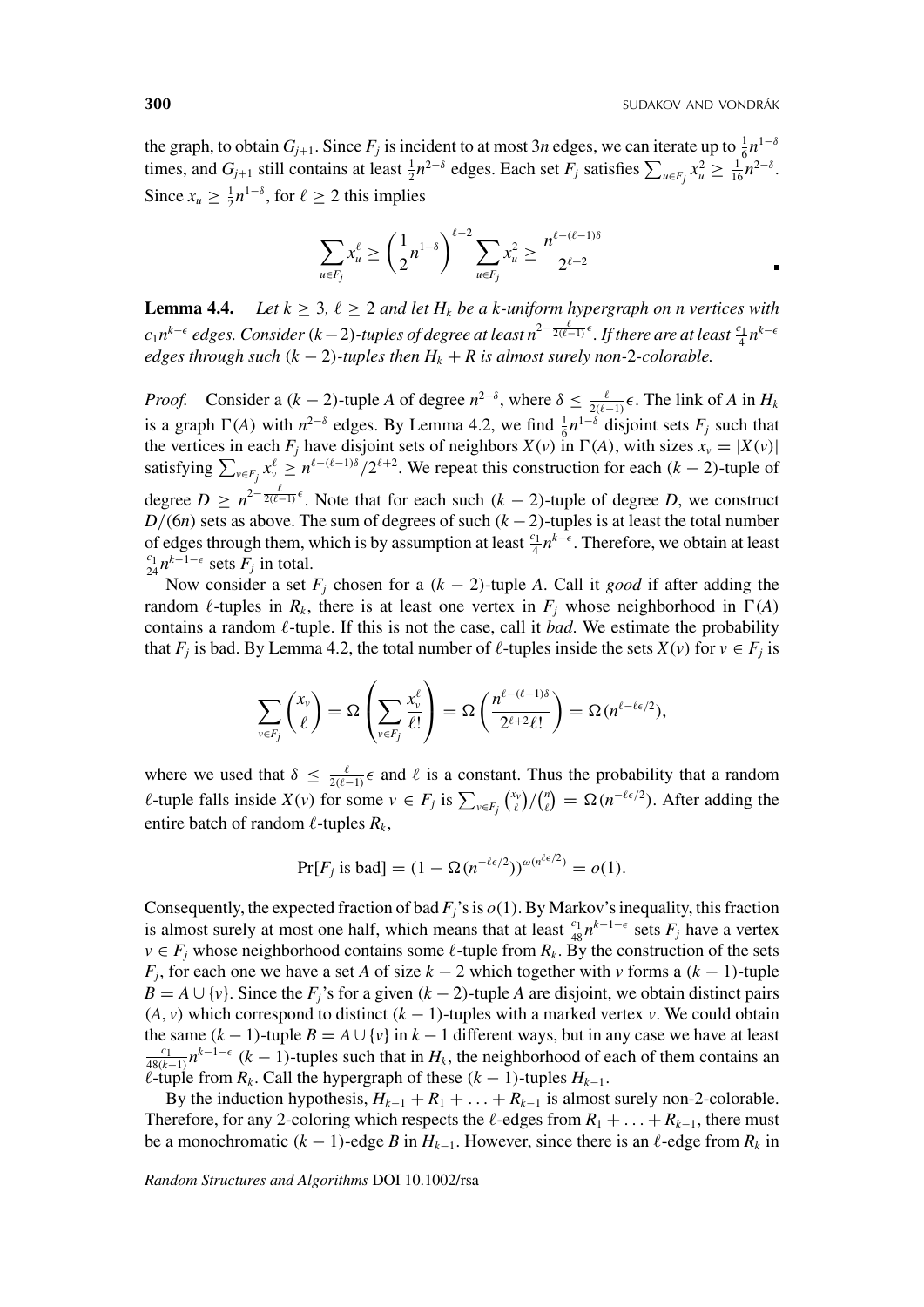the graph, to obtain $G_{j+1}$. Since $F_j$ is incident to at most $3n$ edges, we can iterate up to $\frac{1}{6}n^{1-\delta}$ times, and $G_{j+1}$ still contains at least $\frac{1}{2}n^{2-\delta}$ edges. Each set $F_j$ satisfies $\sum_{u\in F_j} x_u^2 \geq \frac{1}{16}n^{2-\delta}$. Since $x_u \geq \frac{1}{2}n^{1-\delta}$, for $\ell \geq 2$ this implies

$$\sum_{u\in F_j} x_u^\ell \geq \left(\frac{1}{2}n^{1-\delta}\right)^{\ell-2} \sum_{u\in F_j} x_u^2 \geq \frac{n^{\ell-(\ell-1)\delta}}{2^{\ell+2}}$$

∎

**Lemma 4.4.** *Let $k \geq 3$, $\ell \geq 2$ and let $H_k$ be a $k$-uniform hypergraph on $n$ vertices with $c_1 n^{k-\epsilon}$ edges. Consider $(k-2)$-tuples of degree at least $n^{2-\frac{\ell}{2(\ell-1)}\epsilon}$. If there are at least $\frac{c_1}{4}n^{k-\epsilon}$ edges through such $(k-2)$-tuples then $H_k + R$ is almost surely non-2-colorable.*

*Proof.* Consider a $(k-2)$-tuple $A$ of degree $n^{2-\delta}$, where $\delta \leq \frac{\ell}{2(\ell-1)}\epsilon$. The link of $A$ in $H_k$ is a graph $\Gamma(A)$ with $n^{2-\delta}$ edges. By Lemma 4.2, we find $\frac{1}{6}n^{1-\delta}$ disjoint sets $F_j$ such that the vertices in each $F_j$ have disjoint sets of neighbors $X(v)$ in $\Gamma(A)$, with sizes $x_v = |X(v)|$ satisfying $\sum_{v\in F_j} x_v^\ell \geq n^{\ell-(\ell-1)\delta}/2^{\ell+2}$. We repeat this construction for each $(k-2)$-tuple of degree $D \geq n^{2-\frac{\ell}{2(\ell-1)}\epsilon}$. Note that for each such $(k-2)$-tuple of degree $D$, we construct $D/(6n)$ sets as above. The sum of degrees of such $(k-2)$-tuples is at least the total number of edges through them, which is by assumption at least $\frac{c_1}{4}n^{k-\epsilon}$. Therefore, we obtain at least $\frac{c_1}{24}n^{k-1-\epsilon}$ sets $F_j$ in total.

Now consider a set $F_j$ chosen for a $(k-2)$-tuple $A$. Call it *good* if after adding the random $\ell$-tuples in $R_k$, there is at least one vertex in $F_j$ whose neighborhood in $\Gamma(A)$ contains a random $\ell$-tuple. If this is not the case, call it *bad*. We estimate the probability that $F_j$ is bad. By Lemma 4.2, the total number of $\ell$-tuples inside the sets $X(v)$ for $v \in F_j$ is

$$\sum_{v\in F_j} \binom{x_v}{\ell} = \Omega\left(\sum_{v\in F_j} \frac{x_v^\ell}{\ell!}\right) = \Omega\left(\frac{n^{\ell-(\ell-1)\delta}}{2^{\ell+2}\ell!}\right) = \Omega(n^{\ell-\ell\epsilon/2}),$$

where we used that $\delta \leq \frac{\ell}{2(\ell-1)}\epsilon$ and $\ell$ is a constant. Thus the probability that a random $\ell$-tuple falls inside $X(v)$ for some $v \in F_j$ is $\sum_{v\in F_j}\binom{x_v}{\ell}/\binom{n}{\ell} = \Omega(n^{-\ell\epsilon/2})$. After adding the entire batch of random $\ell$-tuples $R_k$,

$$\Pr[F_j \text{ is bad}] = (1 - \Omega(n^{-\ell\epsilon/2}))^{\omega(n^{\ell\epsilon/2})} = o(1).$$

Consequently, the expected fraction of bad $F_j$'s is $o(1)$. By Markov's inequality, this fraction is almost surely at most one half, which means that at least $\frac{c_1}{48}n^{k-1-\epsilon}$ sets $F_j$ have a vertex $v \in F_j$ whose neighborhood contains some $\ell$-tuple from $R_k$. By the construction of the sets $F_j$, for each one we have a set $A$ of size $k-2$ which together with $v$ forms a $(k-1)$-tuple $B = A \cup \{v\}$. Since the $F_j$'s for a given $(k-2)$-tuple $A$ are disjoint, we obtain distinct pairs $(A, v)$ which correspond to distinct $(k-1)$-tuples with a marked vertex $v$. We could obtain the same $(k-1)$-tuple $B = A \cup \{v\}$ in $k-1$ different ways, but in any case we have at least $\frac{c_1}{48(k-1)}n^{k-1-\epsilon}$ $(k-1)$-tuples such that in $H_k$, the neighborhood of each of them contains an $\ell$-tuple from $R_k$. Call the hypergraph of these $(k-1)$-tuples $H_{k-1}$.

By the induction hypothesis, $H_{k-1} + R_1 + \ldots + R_{k-1}$ is almost surely non-2-colorable. Therefore, for any 2-coloring which respects the $\ell$-edges from $R_1 + \ldots + R_{k-1}$, there must be a monochromatic $(k-1)$-edge $B$ in $H_{k-1}$. However, since there is an $\ell$-edge from $R_k$ in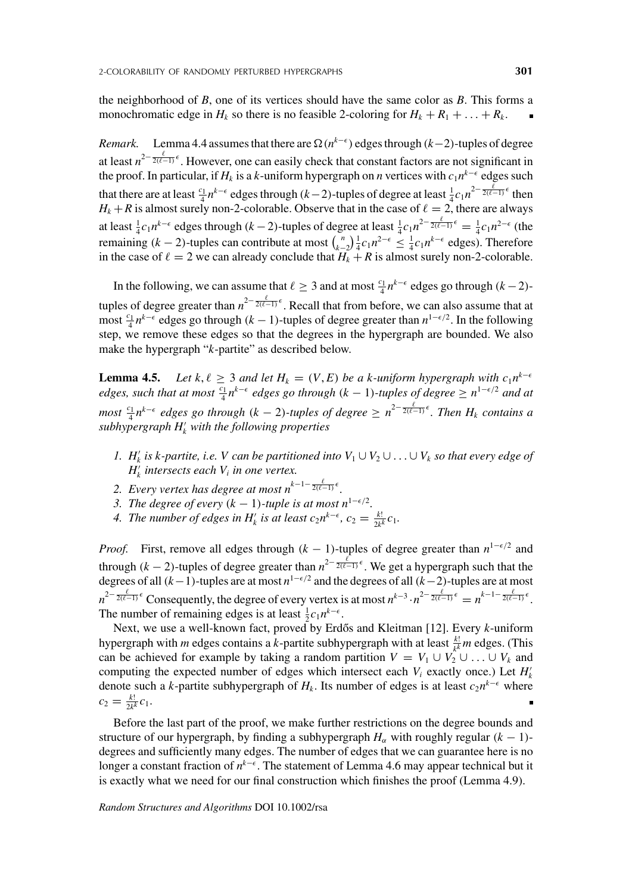the neighborhood of $B$, one of its vertices should have the same color as $B$. This forms a monochromatic edge in $H_k$ so there is no feasible 2-coloring for $H_k + R_1 + \ldots + R_k$. ∎

*Remark.* Lemma 4.4 assumes that there are $\Omega(n^{k-\epsilon})$ edges through $(k-2)$-tuples of degree at least $n^{2-\frac{\ell}{2(\ell-1)}\epsilon}$. However, one can easily check that constant factors are not significant in the proof. In particular, if $H_k$ is a $k$-uniform hypergraph on $n$ vertices with $c_1 n^{k-\epsilon}$ edges such that there are at least $\frac{c_1}{4} n^{k-\epsilon}$ edges through $(k-2)$-tuples of degree at least $\frac{1}{4} c_1 n^{2-\frac{\ell}{2(\ell-1)}\epsilon}$ then $H_k + R$ is almost surely non-2-colorable. Observe that in the case of $\ell = 2$, there are always at least $\frac{1}{4} c_1 n^{k-\epsilon}$ edges through $(k-2)$-tuples of degree at least $\frac{1}{4} c_1 n^{2-\frac{\ell}{2(\ell-1)}\epsilon} = \frac{1}{4} c_1 n^{2-\epsilon}$ (the remaining $(k-2)$-tuples can contribute at most $\binom{n}{k-2} \frac{1}{4} c_1 n^{2-\epsilon} \le \frac{1}{4} c_1 n^{k-\epsilon}$ edges). Therefore in the case of $\ell = 2$ we can already conclude that $H_k + R$ is almost surely non-2-colorable.

In the following, we can assume that $\ell \ge 3$ and at most $\frac{c_1}{4} n^{k-\epsilon}$ edges go through $(k-2)$-tuples of degree greater than $n^{2-\frac{\ell}{2(\ell-1)}\epsilon}$. Recall that from before, we can also assume that at most $\frac{c_1}{4} n^{k-\epsilon}$ edges go through $(k-1)$-tuples of degree greater than $n^{1-\epsilon/2}$. In the following step, we remove these edges so that the degrees in the hypergraph are bounded. We also make the hypergraph "$k$-partite" as described below.

**Lemma 4.5.** *Let $k, \ell \ge 3$ and let $H_k = (V, E)$ be a $k$-uniform hypergraph with $c_1 n^{k-\epsilon}$ edges, such that at most $\frac{c_1}{4} n^{k-\epsilon}$ edges go through $(k-1)$-tuples of degree $\ge n^{1-\epsilon/2}$ and at most $\frac{c_1}{4} n^{k-\epsilon}$ edges go through $(k-2)$-tuples of degree $\ge n^{2-\frac{\ell}{2(\ell-1)}\epsilon}$. Then $H_k$ contains a subhypergraph $H'_k$ with the following properties*

1. *$H'_k$ is $k$-partite, i.e. $V$ can be partitioned into $V_1 \cup V_2 \cup \ldots \cup V_k$ so that every edge of $H'_k$ intersects each $V_i$ in one vertex.*
2. *Every vertex has degree at most $n^{k-1-\frac{\ell}{2(\ell-1)}\epsilon}$.*
3. *The degree of every $(k-1)$-tuple is at most $n^{1-\epsilon/2}$.*
4. *The number of edges in $H'_k$ is at least $c_2 n^{k-\epsilon}$, $c_2 = \frac{k!}{2k^k} c_1$.*

*Proof.* First, remove all edges through $(k-1)$-tuples of degree greater than $n^{1-\epsilon/2}$ and through $(k-2)$-tuples of degree greater than $n^{2-\frac{\ell}{2(\ell-1)}\epsilon}$. We get a hypergraph such that the degrees of all $(k-1)$-tuples are at most $n^{1-\epsilon/2}$ and the degrees of all $(k-2)$-tuples are at most $n^{2-\frac{\ell}{2(\ell-1)}\epsilon}$ Consequently, the degree of every vertex is at most $n^{k-3} \cdot n^{2-\frac{\ell}{2(\ell-1)}\epsilon} = n^{k-1-\frac{\ell}{2(\ell-1)}\epsilon}$. The number of remaining edges is at least $\frac{1}{2} c_1 n^{k-\epsilon}$.

Next, we use a well-known fact, proved by Erdős and Kleitman [12]. Every $k$-uniform hypergraph with $m$ edges contains a $k$-partite subhypergraph with at least $\frac{k!}{k^k} m$ edges. (This can be achieved for example by taking a random partition $V = V_1 \cup V_2 \cup \ldots \cup V_k$ and computing the expected number of edges which intersect each $V_i$ exactly once.) Let $H'_k$ denote such a $k$-partite subhypergraph of $H_k$. Its number of edges is at least $c_2 n^{k-\epsilon}$ where $c_2 = \frac{k!}{2k^k} c_1$. ∎

Before the last part of the proof, we make further restrictions on the degree bounds and structure of our hypergraph, by finding a subhypergraph $H_\alpha$ with roughly regular $(k-1)$-degrees and sufficiently many edges. The number of edges that we can guarantee here is no longer a constant fraction of $n^{k-\epsilon}$. The statement of Lemma 4.6 may appear technical but it is exactly what we need for our final construction which finishes the proof (Lemma 4.9).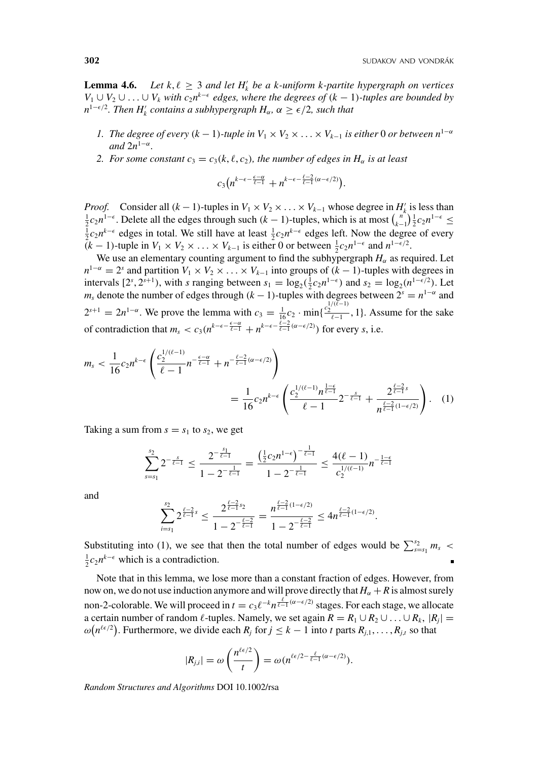**Lemma 4.6.** *Let $k, \ell \geq 3$ and let $H_k'$ be a $k$-uniform $k$-partite hypergraph on vertices $V_1 \cup V_2 \cup \ldots \cup V_k$ with $c_2 n^{k-\epsilon}$ edges, where the degrees of $(k-1)$-tuples are bounded by $n^{1-\epsilon/2}$. Then $H_k'$ contains a subhypergraph $H_\alpha$, $\alpha \geq \epsilon/2$, such that*

1. *The degree of every $(k-1)$-tuple in $V_1 \times V_2 \times \ldots \times V_{k-1}$ is either $0$ or between $n^{1-\alpha}$ and $2n^{1-\alpha}$.*
2. *For some constant $c_3 = c_3(k, \ell, c_2)$, the number of edges in $H_\alpha$ is at least*

$$c_3\left(n^{k-\epsilon-\frac{\epsilon-\alpha}{\ell-1}} + n^{k-\epsilon-\frac{\ell-2}{\ell-1}(\alpha-\epsilon/2)}\right).$$

*Proof.* Consider all $(k-1)$-tuples in $V_1 \times V_2 \times \ldots \times V_{k-1}$ whose degree in $H_k'$ is less than $\frac{1}{2}c_2 n^{1-\epsilon}$. Delete all the edges through such $(k-1)$-tuples, which is at most $\binom{n}{k-1}\frac{1}{2}c_2 n^{1-\epsilon} \leq \frac{1}{2}c_2 n^{k-\epsilon}$ edges in total. We still have at least $\frac{1}{2}c_2 n^{k-\epsilon}$ edges left. Now the degree of every $(k-1)$-tuple in $V_1 \times V_2 \times \ldots \times V_{k-1}$ is either $0$ or between $\frac{1}{2}c_2 n^{1-\epsilon}$ and $n^{1-\epsilon/2}$.

We use an elementary counting argument to find the subhypergraph $H_\alpha$ as required. Let $n^{1-\alpha} = 2^s$ and partition $V_1 \times V_2 \times \ldots \times V_{k-1}$ into groups of $(k-1)$-tuples with degrees in intervals $[2^s, 2^{s+1})$, with $s$ ranging between $s_1 = \log_2(\frac{1}{2}c_2 n^{1-\epsilon})$ and $s_2 = \log_2(n^{1-\epsilon/2})$. Let $m_s$ denote the number of edges through $(k-1)$-tuples with degrees between $2^s = n^{1-\alpha}$ and $2^{s+1} = 2n^{1-\alpha}$. We prove the lemma with $c_3 = \frac{1}{16}c_2 \cdot \min\{\frac{c_2^{1/(\ell-1)}}{\ell-1}, 1\}$. Assume for the sake of contradiction that $m_s < c_3(n^{k-\epsilon-\frac{\epsilon-\alpha}{\ell-1}} + n^{k-\epsilon-\frac{\ell-2}{\ell-1}(\alpha-\epsilon/2)})$ for every $s$, i.e.

$$m_s < \frac{1}{16}c_2 n^{k-\epsilon}\left(\frac{c_2^{1/(\ell-1)}}{\ell-1}n^{-\frac{\epsilon-\alpha}{\ell-1}} + n^{-\frac{\ell-2}{\ell-1}(\alpha-\epsilon/2)}\right)$$
$$= \frac{1}{16}c_2 n^{k-\epsilon}\left(\frac{c_2^{1/(\ell-1)}n^{\frac{1-\epsilon}{\ell-1}}}{\ell-1}2^{-\frac{s}{\ell-1}} + \frac{2^{\frac{\ell-2}{\ell-1}s}}{n^{\frac{\ell-2}{\ell-1}(1-\epsilon/2)}}\right). \quad (1)$$

Taking a sum from $s = s_1$ to $s_2$, we get

$$\sum_{s=s_1}^{s_2} 2^{-\frac{s}{\ell-1}} \leq \frac{2^{-\frac{s_1}{\ell-1}}}{1-2^{-\frac{1}{\ell-1}}} = \frac{\left(\frac{1}{2}c_2 n^{1-\epsilon}\right)^{-\frac{1}{\ell-1}}}{1-2^{-\frac{1}{\ell-1}}} \leq \frac{4(\ell-1)}{c_2^{1/(\ell-1)}}n^{-\frac{1-\epsilon}{\ell-1}}$$

and

$$\sum_{i=s_1}^{s_2} 2^{\frac{\ell-2}{\ell-1}s} \leq \frac{2^{\frac{\ell-2}{\ell-1}s_2}}{1-2^{-\frac{\ell-2}{\ell-1}}} = \frac{n^{\frac{\ell-2}{\ell-1}(1-\epsilon/2)}}{1-2^{-\frac{\ell-2}{\ell-1}}} \leq 4n^{\frac{\ell-2}{\ell-1}(1-\epsilon/2)}.$$

Substituting into (1), we see that then the total number of edges would be $\sum_{s=s_1}^{s_2} m_s < \frac{1}{2}c_2 n^{k-\epsilon}$ which is a contradiction. ∎

Note that in this lemma, we lose more than a constant fraction of edges. However, from now on, we do not use induction anymore and will prove directly that $H_\alpha + R$ is almost surely non-2-colorable. We will proceed in $t = c_3 \ell^{-k} n^{\frac{\ell}{\ell-1}(\alpha-\epsilon/2)}$ stages. For each stage, we allocate a certain number of random $\ell$-tuples. Namely, we set again $R = R_1 \cup R_2 \cup \ldots \cup R_k$, $|R_j| = \omega(n^{\ell\epsilon/2})$. Furthermore, we divide each $R_j$ for $j \leq k-1$ into $t$ parts $R_{j,1}, \ldots, R_{j,t}$ so that

$$|R_{j,i}| = \omega\left(\frac{n^{\ell\epsilon/2}}{t}\right) = \omega(n^{\ell\epsilon/2 - \frac{\ell}{\ell-1}(\alpha-\epsilon/2)}).$$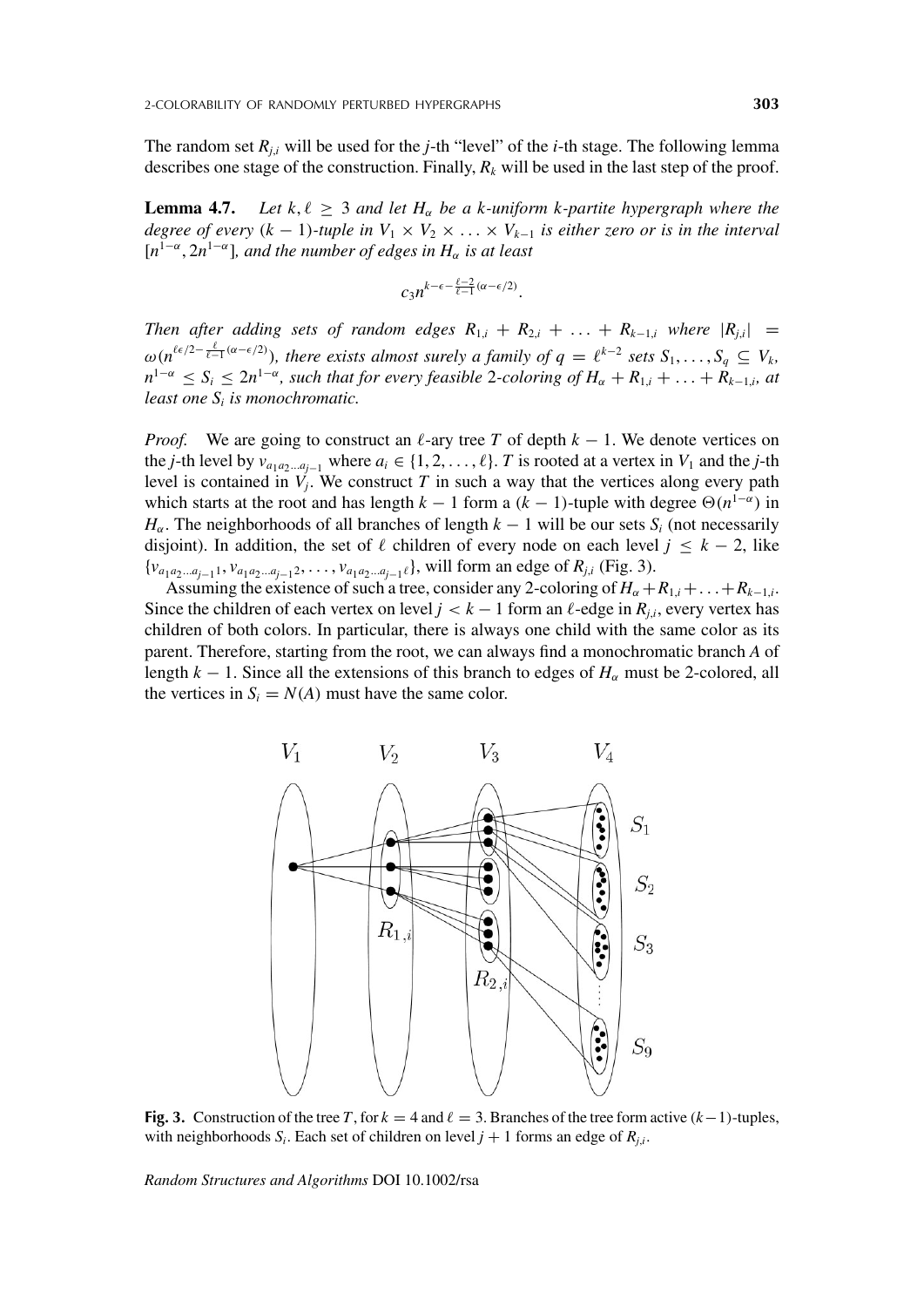The random set $R_{j,i}$ will be used for the $j$-th "level" of the $i$-th stage. The following lemma describes one stage of the construction. Finally, $R_k$ will be used in the last step of the proof.

**Lemma 4.7.** *Let $k, \ell \geq 3$ and let $H_\alpha$ be a $k$-uniform $k$-partite hypergraph where the degree of every $(k-1)$-tuple in $V_1 \times V_2 \times \ldots \times V_{k-1}$ is either zero or is in the interval $[n^{1-\alpha}, 2n^{1-\alpha}]$, and the number of edges in $H_\alpha$ is at least*

$$c_3 n^{k-\epsilon-\frac{\ell-2}{\ell-1}(\alpha-\epsilon/2)}.$$

*Then after adding sets of random edges $R_{1,i} + R_{2,i} + \ldots + R_{k-1,i}$ where $|R_{j,i}| = \omega(n^{\ell\epsilon/2-\frac{\ell}{\ell-1}(\alpha-\epsilon/2)})$, there exists almost surely a family of $q = \ell^{k-2}$ sets $S_1, \ldots, S_q \subseteq V_k$, $n^{1-\alpha} \leq S_i \leq 2n^{1-\alpha}$, such that for every feasible 2-coloring of $H_\alpha + R_{1,i} + \ldots + R_{k-1,i}$, at least one $S_i$ is monochromatic.*

*Proof.* We are going to construct an $\ell$-ary tree $T$ of depth $k-1$. We denote vertices on the $j$-th level by $v_{a_1 a_2 \ldots a_{j-1}}$ where $a_i \in \{1, 2, \ldots, \ell\}$. $T$ is rooted at a vertex in $V_1$ and the $j$-th level is contained in $V_j$. We construct $T$ in such a way that the vertices along every path which starts at the root and has length $k-1$ form a $(k-1)$-tuple with degree $\Theta(n^{1-\alpha})$ in $H_\alpha$. The neighborhoods of all branches of length $k-1$ will be our sets $S_i$ (not necessarily disjoint). In addition, the set of $\ell$ children of every node on each level $j \leq k-2$, like $\{v_{a_1 a_2 \ldots a_{j-1} 1}, v_{a_1 a_2 \ldots a_{j-1} 2}, \ldots, v_{a_1 a_2 \ldots a_{j-1} \ell}\}$, will form an edge of $R_{j,i}$ (Fig. 3).

Assuming the existence of such a tree, consider any 2-coloring of $H_\alpha + R_{1,i} + \ldots + R_{k-1,i}$. Since the children of each vertex on level $j < k-1$ form an $\ell$-edge in $R_{j,i}$, every vertex has children of both colors. In particular, there is always one child with the same color as its parent. Therefore, starting from the root, we can always find a monochromatic branch $A$ of length $k-1$. Since all the extensions of this branch to edges of $H_\alpha$ must be 2-colored, all the vertices in $S_i = N(A)$ must have the same color.

**Fig. 3.** Construction of the tree $T$, for $k = 4$ and $\ell = 3$. Branches of the tree form active $(k-1)$-tuples, with neighborhoods $S_i$. Each set of children on level $j+1$ forms an edge of $R_{j,i}$.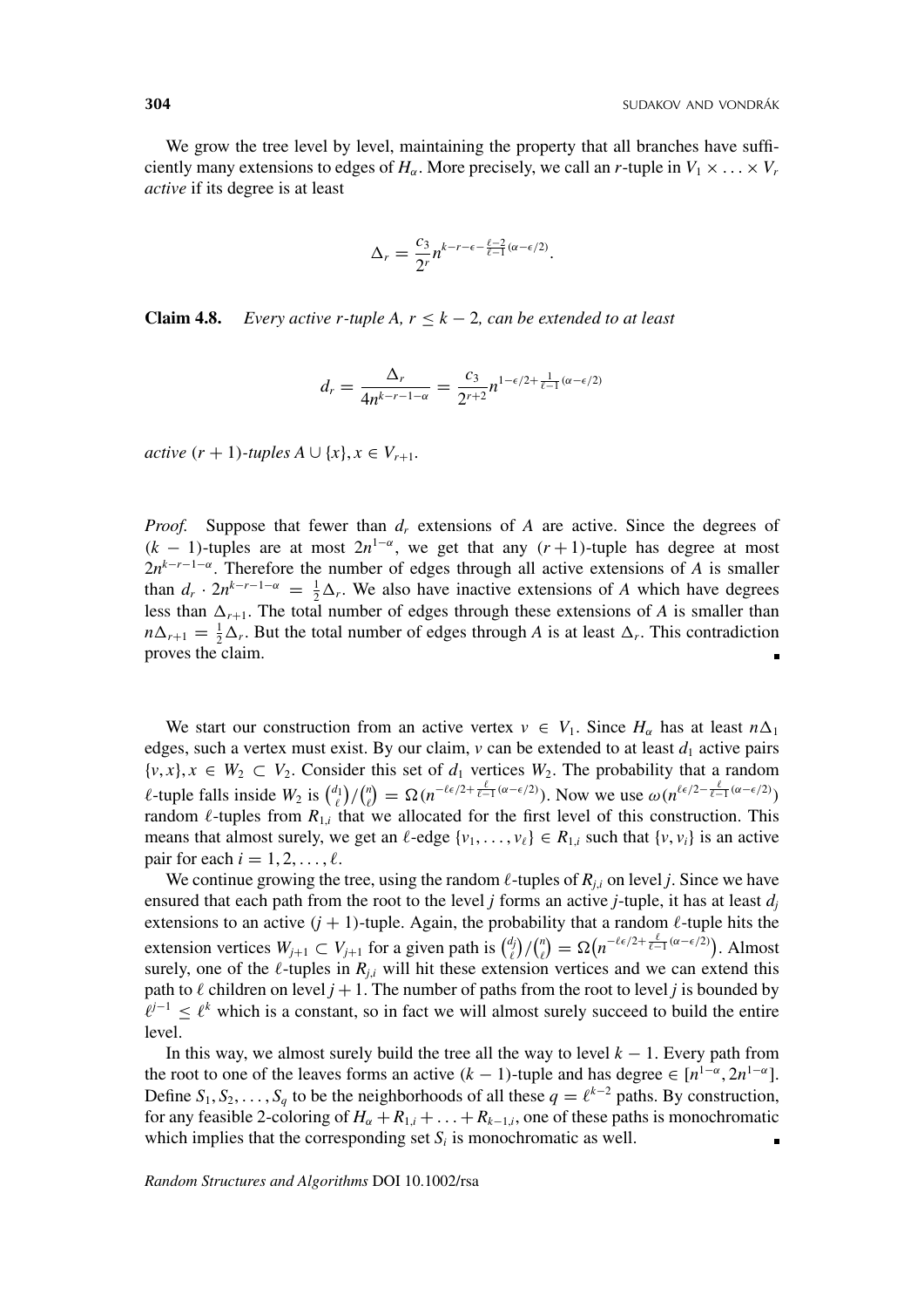We grow the tree level by level, maintaining the property that all branches have sufficiently many extensions to edges of $H_\alpha$. More precisely, we call an $r$-tuple in $V_1 \times \ldots \times V_r$ *active* if its degree is at least

$$\Delta_r = \frac{c_3}{2^r} n^{k-r-\epsilon-\frac{\ell-2}{\ell-1}(\alpha-\epsilon/2)}.$$

**Claim 4.8.** *Every active $r$-tuple $A$, $r \leq k-2$, can be extended to at least*

$$d_r = \frac{\Delta_r}{4n^{k-r-1-\alpha}} = \frac{c_3}{2^{r+2}} n^{1-\epsilon/2+\frac{1}{\ell-1}(\alpha-\epsilon/2)}$$

*active $(r+1)$-tuples $A \cup \{x\}$, $x \in V_{r+1}$.*

*Proof.* Suppose that fewer than $d_r$ extensions of $A$ are active. Since the degrees of $(k-1)$-tuples are at most $2n^{1-\alpha}$, we get that any $(r+1)$-tuple has degree at most $2n^{k-r-1-\alpha}$. Therefore the number of edges through all active extensions of $A$ is smaller than $d_r \cdot 2n^{k-r-1-\alpha} = \frac{1}{2}\Delta_r$. We also have inactive extensions of $A$ which have degrees less than $\Delta_{r+1}$. The total number of edges through these extensions of $A$ is smaller than $n\Delta_{r+1} = \frac{1}{2}\Delta_r$. But the total number of edges through $A$ is at least $\Delta_r$. This contradiction proves the claim. ∎

We start our construction from an active vertex $v \in V_1$. Since $H_\alpha$ has at least $n\Delta_1$ edges, such a vertex must exist. By our claim, $v$ can be extended to at least $d_1$ active pairs $\{v, x\}, x \in W_2 \subset V_2$. Consider this set of $d_1$ vertices $W_2$. The probability that a random $\ell$-tuple falls inside $W_2$ is $\binom{d_1}{\ell}/\binom{n}{\ell} = \Omega(n^{-\ell\epsilon/2+\frac{\ell}{\ell-1}(\alpha-\epsilon/2)})$. Now we use $\omega(n^{\ell\epsilon/2-\frac{\ell}{\ell-1}(\alpha-\epsilon/2)})$ random $\ell$-tuples from $R_{1,i}$ that we allocated for the first level of this construction. This means that almost surely, we get an $\ell$-edge $\{v_1, \ldots, v_\ell\} \in R_{1,i}$ such that $\{v, v_i\}$ is an active pair for each $i = 1, 2, \ldots, \ell$.

We continue growing the tree, using the random $\ell$-tuples of $R_{j,i}$ on level $j$. Since we have ensured that each path from the root to the level $j$ forms an active $j$-tuple, it has at least $d_j$ extensions to an active $(j+1)$-tuple. Again, the probability that a random $\ell$-tuple hits the extension vertices $W_{j+1} \subset V_{j+1}$ for a given path is $\binom{d_j}{\ell}/\binom{n}{\ell} = \Omega\big(n^{-\ell\epsilon/2+\frac{\ell}{\ell-1}(\alpha-\epsilon/2)}\big)$. Almost surely, one of the $\ell$-tuples in $R_{j,i}$ will hit these extension vertices and we can extend this path to $\ell$ children on level $j+1$. The number of paths from the root to level $j$ is bounded by $\ell^{j-1} \leq \ell^k$ which is a constant, so in fact we will almost surely succeed to build the entire level.

In this way, we almost surely build the tree all the way to level $k-1$. Every path from the root to one of the leaves forms an active $(k-1)$-tuple and has degree $\in [n^{1-\alpha}, 2n^{1-\alpha}]$. Define $S_1, S_2, \ldots, S_q$ to be the neighborhoods of all these $q = \ell^{k-2}$ paths. By construction, for any feasible 2-coloring of $H_\alpha + R_{1,i} + \ldots + R_{k-1,i}$, one of these paths is monochromatic which implies that the corresponding set $S_i$ is monochromatic as well. ∎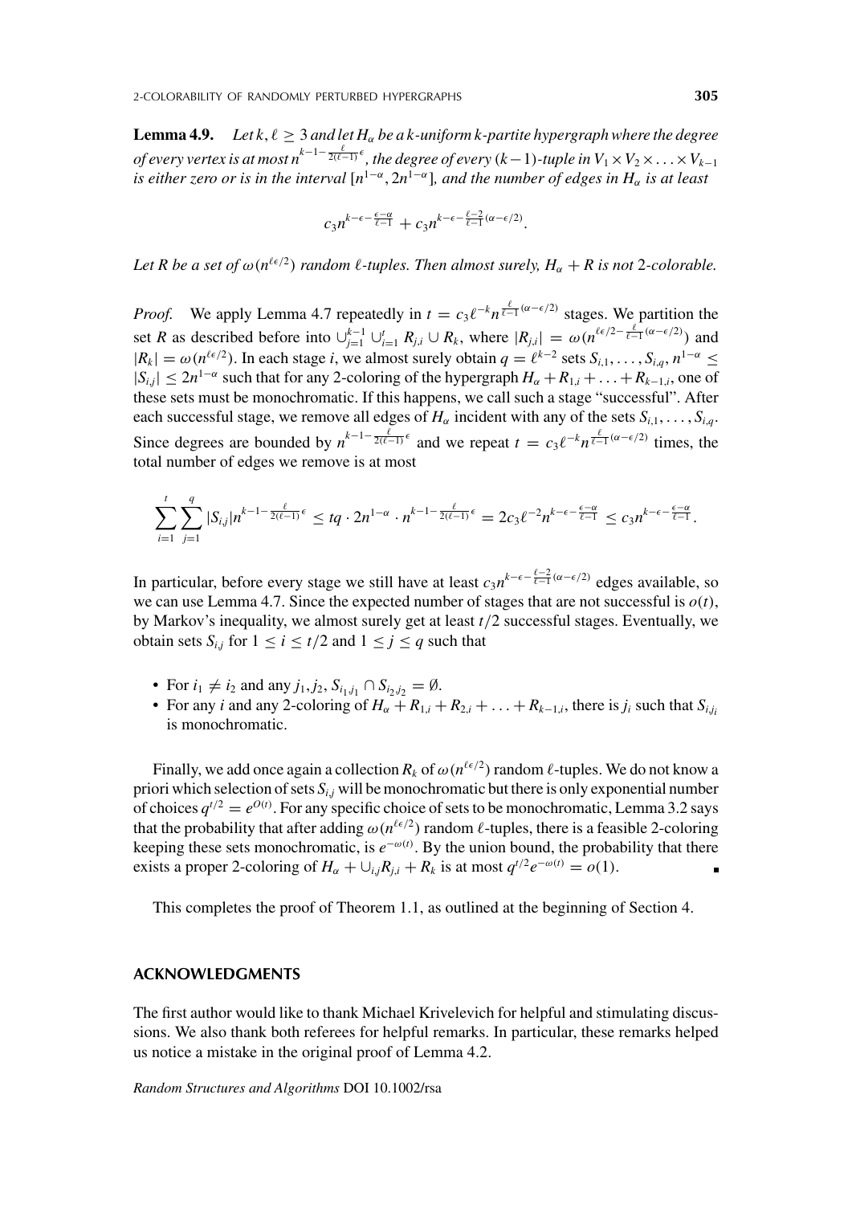**Lemma 4.9.** *Let $k, \ell \geq 3$ and let $H_\alpha$ be a $k$-uniform $k$-partite hypergraph where the degree of every vertex is at most $n^{k-1-\frac{\ell}{2(\ell-1)}\epsilon}$, the degree of every $(k-1)$-tuple in $V_1 \times V_2 \times \ldots \times V_{k-1}$ is either zero or is in the interval $[n^{1-\alpha}, 2n^{1-\alpha}]$, and the number of edges in $H_\alpha$ is at least*

$$c_3 n^{k-\epsilon-\frac{\epsilon-\alpha}{\ell-1}} + c_3 n^{k-\epsilon-\frac{\ell-2}{\ell-1}(\alpha-\epsilon/2)}.$$

*Let $R$ be a set of $\omega(n^{\ell\epsilon/2})$ random $\ell$-tuples. Then almost surely, $H_\alpha + R$ is not 2-colorable.*

*Proof.* We apply Lemma 4.7 repeatedly in $t = c_3 \ell^{-k} n^{\frac{\ell}{\ell-1}(\alpha-\epsilon/2)}$ stages. We partition the set $R$ as described before into $\cup_{j=1}^{k-1} \cup_{i=1}^{t} R_{j,i} \cup R_k$, where $|R_{j,i}| = \omega(n^{\ell\epsilon/2-\frac{\ell}{\ell-1}(\alpha-\epsilon/2)})$ and $|R_k| = \omega(n^{\ell\epsilon/2})$. In each stage $i$, we almost surely obtain $q = \ell^{k-2}$ sets $S_{i,1}, \ldots, S_{i,q}$, $n^{1-\alpha} \leq |S_{i,j}| \leq 2n^{1-\alpha}$ such that for any 2-coloring of the hypergraph $H_\alpha + R_{1,i} + \ldots + R_{k-1,i}$, one of these sets must be monochromatic. If this happens, we call such a stage "successful". After each successful stage, we remove all edges of $H_\alpha$ incident with any of the sets $S_{i,1}, \ldots, S_{i,q}$. Since degrees are bounded by $n^{k-1-\frac{\ell}{2(\ell-1)}\epsilon}$ and we repeat $t = c_3 \ell^{-k} n^{\frac{\ell}{\ell-1}(\alpha-\epsilon/2)}$ times, the total number of edges we remove is at most

$$\sum_{i=1}^{t} \sum_{j=1}^{q} |S_{i,j}| n^{k-1-\frac{\ell}{2(\ell-1)}\epsilon} \leq tq \cdot 2n^{1-\alpha} \cdot n^{k-1-\frac{\ell}{2(\ell-1)}\epsilon} = 2c_3 \ell^{-2} n^{k-\epsilon-\frac{\epsilon-\alpha}{\ell-1}} \leq c_3 n^{k-\epsilon-\frac{\epsilon-\alpha}{\ell-1}}.$$

In particular, before every stage we still have at least $c_3 n^{k-\epsilon-\frac{\ell-2}{\ell-1}(\alpha-\epsilon/2)}$ edges available, so we can use Lemma 4.7. Since the expected number of stages that are not successful is $o(t)$, by Markov's inequality, we almost surely get at least $t/2$ successful stages. Eventually, we obtain sets $S_{i,j}$ for $1 \leq i \leq t/2$ and $1 \leq j \leq q$ such that

- For $i_1 \neq i_2$ and any $j_1, j_2$, $S_{i_1,j_1} \cap S_{i_2,j_2} = \emptyset$.
- For any $i$ and any 2-coloring of $H_\alpha + R_{1,i} + R_{2,i} + \ldots + R_{k-1,i}$, there is $j_i$ such that $S_{ij_i}$ is monochromatic.

Finally, we add once again a collection $R_k$ of $\omega(n^{\ell\epsilon/2})$ random $\ell$-tuples. We do not know a priori which selection of sets $S_{i,j}$ will be monochromatic but there is only exponential number of choices $q^{t/2} = e^{O(t)}$. For any specific choice of sets to be monochromatic, Lemma 3.2 says that the probability that after adding $\omega(n^{\ell\epsilon/2})$ random $\ell$-tuples, there is a feasible 2-coloring keeping these sets monochromatic, is $e^{-\omega(t)}$. By the union bound, the probability that there exists a proper 2-coloring of $H_\alpha + \cup_{i,j} R_{j,i} + R_k$ is at most $q^{t/2} e^{-\omega(t)} = o(1)$. ∎

This completes the proof of Theorem 1.1, as outlined at the beginning of Section 4.

## ACKNOWLEDGMENTS

The first author would like to thank Michael Krivelevich for helpful and stimulating discussions. We also thank both referees for helpful remarks. In particular, these remarks helped us notice a mistake in the original proof of Lemma 4.2.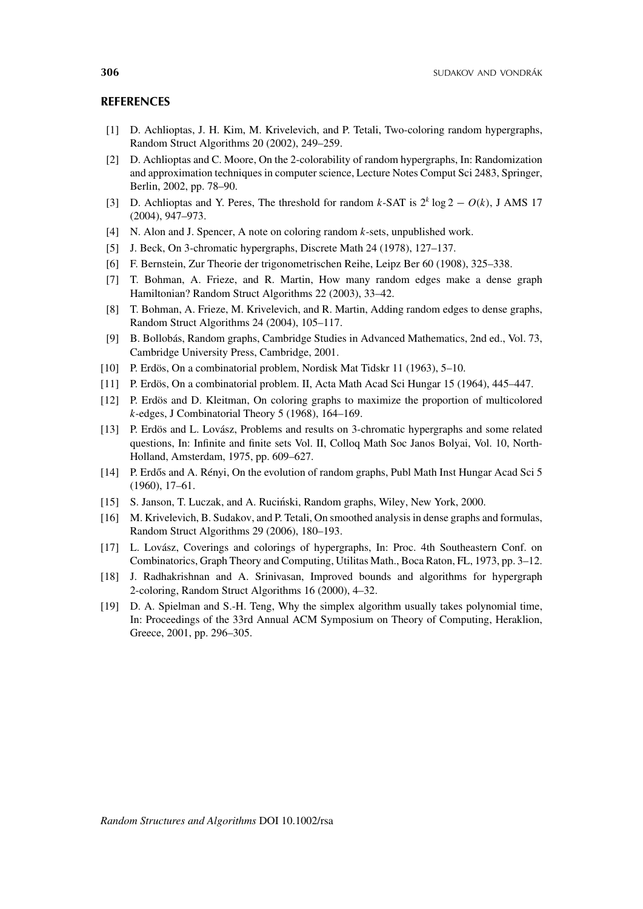## REFERENCES

[1] D. Achlioptas, J. H. Kim, M. Krivelevich, and P. Tetali, Two-coloring random hypergraphs, Random Struct Algorithms 20 (2002), 249–259.

[2] D. Achlioptas and C. Moore, On the 2-colorability of random hypergraphs, In: Randomization and approximation techniques in computer science, Lecture Notes Comput Sci 2483, Springer, Berlin, 2002, pp. 78–90.

[3] D. Achlioptas and Y. Peres, The threshold for random $k$-SAT is $2^k \log 2 - O(k)$, J AMS 17 (2004), 947–973.

[4] N. Alon and J. Spencer, A note on coloring random $k$-sets, unpublished work.

[5] J. Beck, On 3-chromatic hypergraphs, Discrete Math 24 (1978), 127–137.

[6] F. Bernstein, Zur Theorie der trigonometrischen Reihe, Leipz Ber 60 (1908), 325–338.

[7] T. Bohman, A. Frieze, and R. Martin, How many random edges make a dense graph Hamiltonian? Random Struct Algorithms 22 (2003), 33–42.

[8] T. Bohman, A. Frieze, M. Krivelevich, and R. Martin, Adding random edges to dense graphs, Random Struct Algorithms 24 (2004), 105–117.

[9] B. Bollobás, Random graphs, Cambridge Studies in Advanced Mathematics, 2nd ed., Vol. 73, Cambridge University Press, Cambridge, 2001.

[10] P. Erdös, On a combinatorial problem, Nordisk Mat Tidskr 11 (1963), 5–10.

[11] P. Erdös, On a combinatorial problem. II, Acta Math Acad Sci Hungar 15 (1964), 445–447.

[12] P. Erdös and D. Kleitman, On coloring graphs to maximize the proportion of multicolored $k$-edges, J Combinatorial Theory 5 (1968), 164–169.

[13] P. Erdös and L. Lovász, Problems and results on 3-chromatic hypergraphs and some related questions, In: Infinite and finite sets Vol. II, Colloq Math Soc Janos Bolyai, Vol. 10, North-Holland, Amsterdam, 1975, pp. 609–627.

[14] P. Erdős and A. Rényi, On the evolution of random graphs, Publ Math Inst Hungar Acad Sci 5 (1960), 17–61.

[15] S. Janson, T. Luczak, and A. Ruciński, Random graphs, Wiley, New York, 2000.

[16] M. Krivelevich, B. Sudakov, and P. Tetali, On smoothed analysis in dense graphs and formulas, Random Struct Algorithms 29 (2006), 180–193.

[17] L. Lovász, Coverings and colorings of hypergraphs, In: Proc. 4th Southeastern Conf. on Combinatorics, Graph Theory and Computing, Utilitas Math., Boca Raton, FL, 1973, pp. 3–12.

[18] J. Radhakrishnan and A. Srinivasan, Improved bounds and algorithms for hypergraph 2-coloring, Random Struct Algorithms 16 (2000), 4–32.

[19] D. A. Spielman and S.-H. Teng, Why the simplex algorithm usually takes polynomial time, In: Proceedings of the 33rd Annual ACM Symposium on Theory of Computing, Heraklion, Greece, 2001, pp. 296–305.